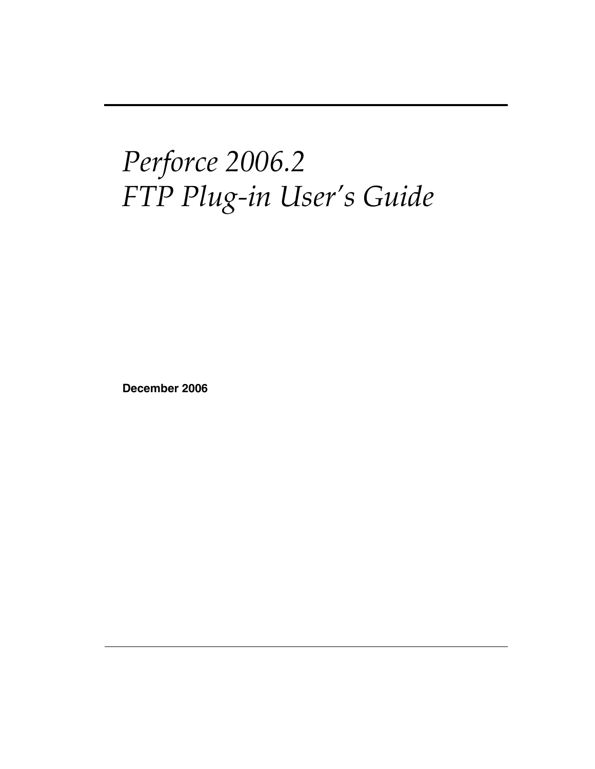# *Perforce 2006.2*
# *FTP Plug-in User's Guide*

**December 2006**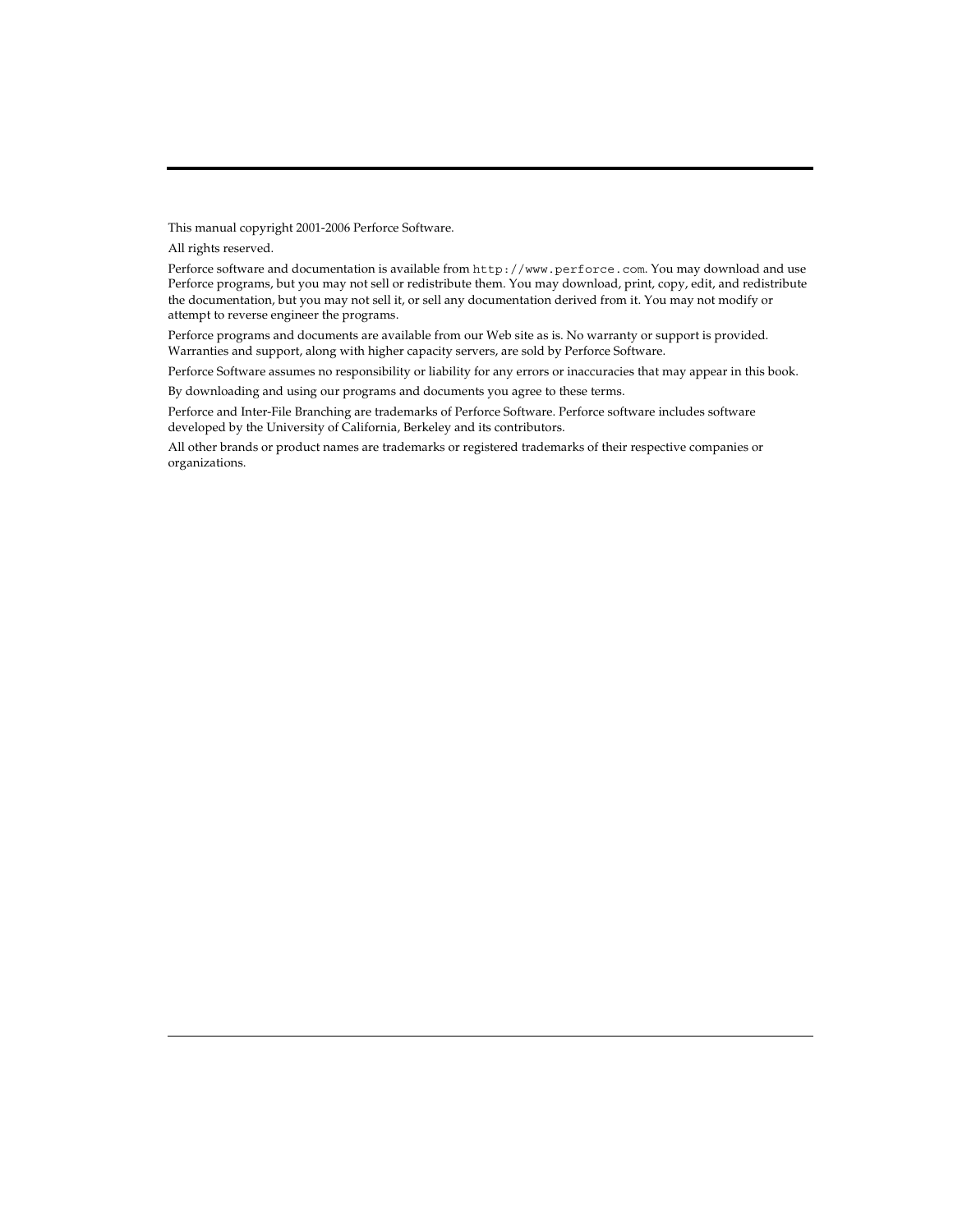This manual copyright 2001-2006 Perforce Software.

All rights reserved.

Perforce software and documentation is available from `http://www.perforce.com`. You may download and use Perforce programs, but you may not sell or redistribute them. You may download, print, copy, edit, and redistribute the documentation, but you may not sell it, or sell any documentation derived from it. You may not modify or attempt to reverse engineer the programs.

Perforce programs and documents are available from our Web site as is. No warranty or support is provided. Warranties and support, along with higher capacity servers, are sold by Perforce Software.

Perforce Software assumes no responsibility or liability for any errors or inaccuracies that may appear in this book.

By downloading and using our programs and documents you agree to these terms.

Perforce and Inter-File Branching are trademarks of Perforce Software. Perforce software includes software developed by the University of California, Berkeley and its contributors.

All other brands or product names are trademarks or registered trademarks of their respective companies or organizations.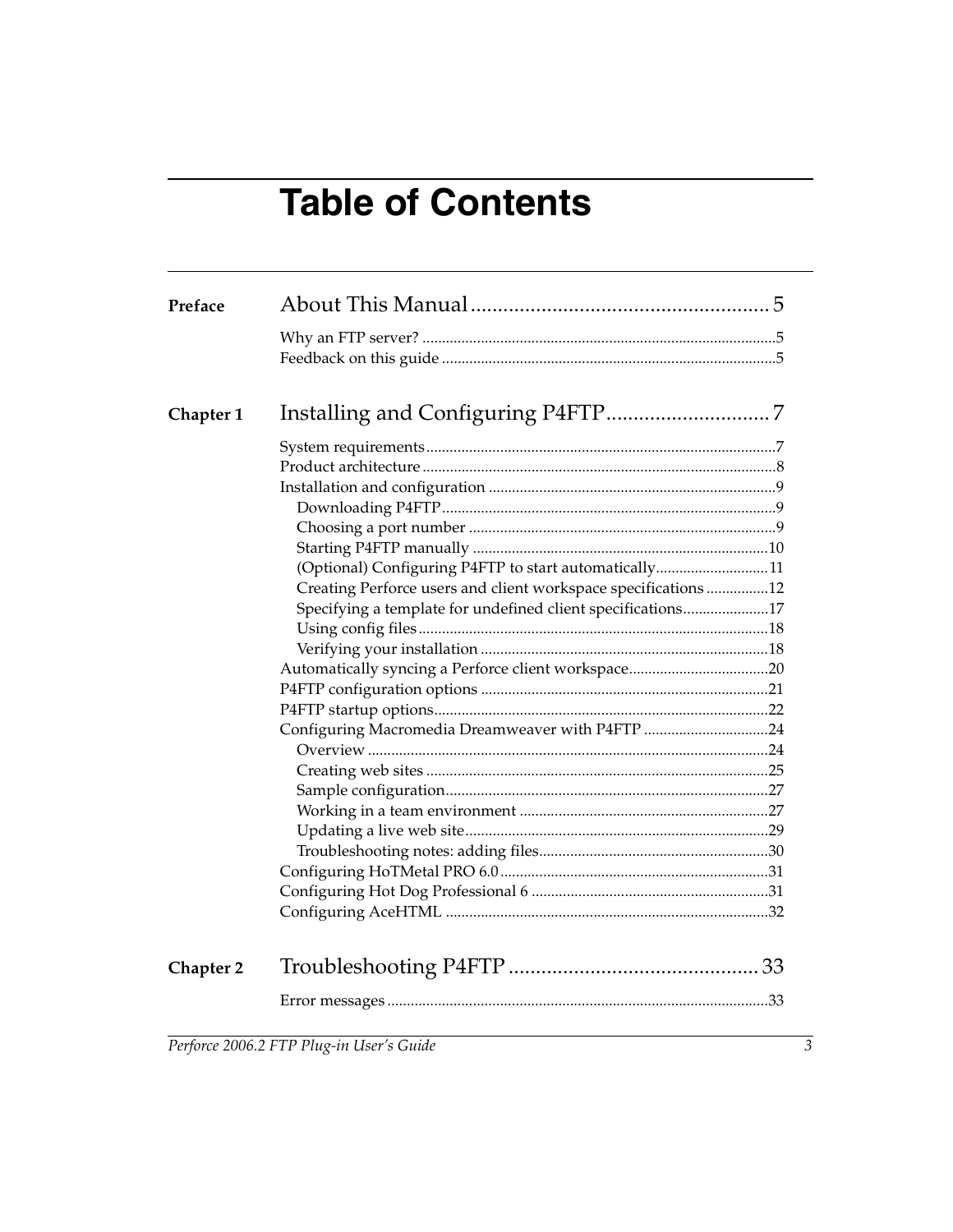# Table of Contents

**Preface** — About This Manual ... 5

- Why an FTP server? ... 5
- Feedback on this guide ... 5

**Chapter 1** — Installing and Configuring P4FTP ... 7

- System requirements ... 7
- Product architecture ... 8
- Installation and configuration ... 9
  - Downloading P4FTP ... 9
  - Choosing a port number ... 9
  - Starting P4FTP manually ... 10
  - (Optional) Configuring P4FTP to start automatically ... 11
  - Creating Perforce users and client workspace specifications ... 12
  - Specifying a template for undefined client specifications ... 17
  - Using config files ... 18
  - Verifying your installation ... 18
- Automatically syncing a Perforce client workspace ... 20
- P4FTP configuration options ... 21
- P4FTP startup options ... 22
- Configuring Macromedia Dreamweaver with P4FTP ... 24
  - Overview ... 24
  - Creating web sites ... 25
  - Sample configuration ... 27
  - Working in a team environment ... 27
  - Updating a live web site ... 29
  - Troubleshooting notes: adding files ... 30
- Configuring HoTMetal PRO 6.0 ... 31
- Configuring Hot Dog Professional 6 ... 31
- Configuring AceHTML ... 32

**Chapter 2** — Troubleshooting P4FTP ... 33

- Error messages ... 33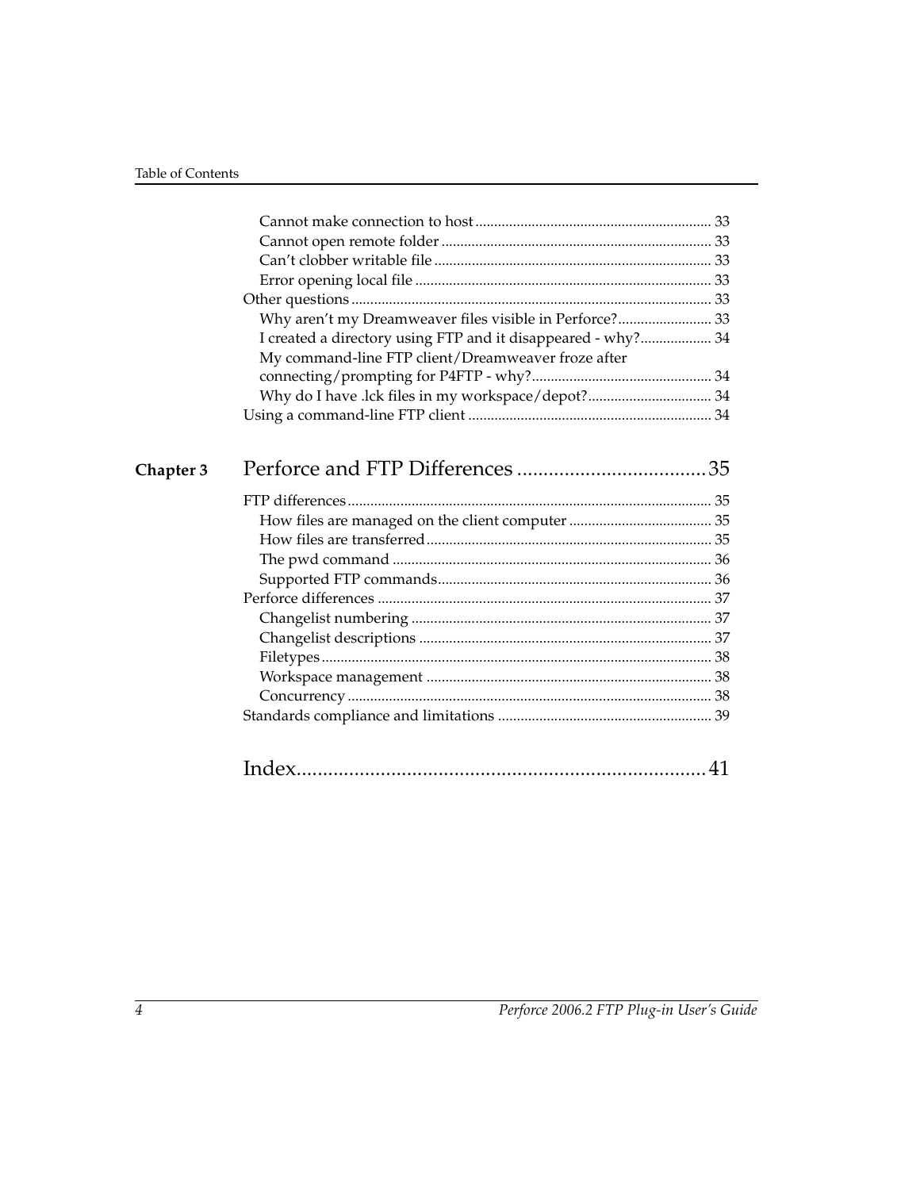- Cannot make connection to host ... 33
- Cannot open remote folder ... 33
- Can't clobber writable file ... 33
- Error opening local file ... 33

Other questions ... 33

- Why aren't my Dreamweaver files visible in Perforce? ... 33
- I created a directory using FTP and it disappeared - why? ... 34
- My command-line FTP client/Dreamweaver froze after connecting/prompting for P4FTP - why? ... 34
- Why do I have .lck files in my workspace/depot? ... 34

Using a command-line FTP client ... 34

## Chapter 3 Perforce and FTP Differences ... 35

FTP differences ... 35

- How files are managed on the client computer ... 35
- How files are transferred ... 35
- The pwd command ... 36
- Supported FTP commands ... 36

Perforce differences ... 37

- Changelist numbering ... 37
- Changelist descriptions ... 37
- Filetypes ... 38
- Workspace management ... 38
- Concurrency ... 38

Standards compliance and limitations ... 39

## Index ... 41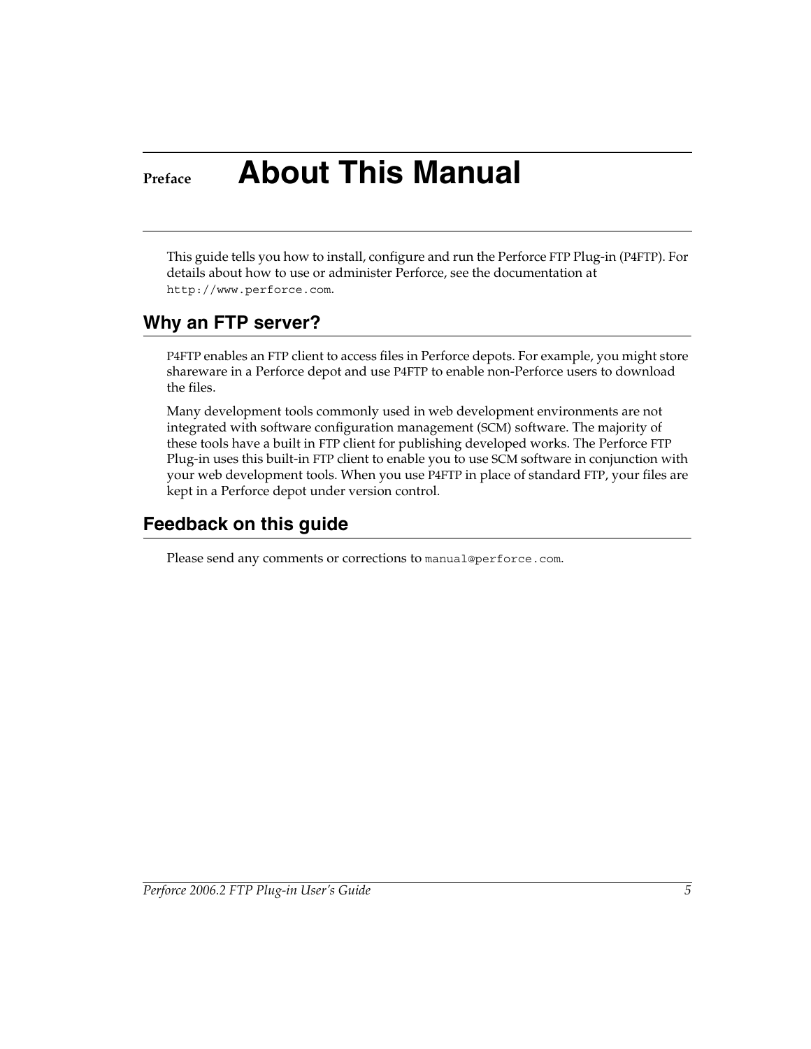# Preface About This Manual

This guide tells you how to install, configure and run the Perforce FTP Plug-in (P4FTP). For details about how to use or administer Perforce, see the documentation at `http://www.perforce.com`.

## Why an FTP server?

P4FTP enables an FTP client to access files in Perforce depots. For example, you might store shareware in a Perforce depot and use P4FTP to enable non-Perforce users to download the files.

Many development tools commonly used in web development environments are not integrated with software configuration management (SCM) software. The majority of these tools have a built in FTP client for publishing developed works. The Perforce FTP Plug-in uses this built-in FTP client to enable you to use SCM software in conjunction with your web development tools. When you use P4FTP in place of standard FTP, your files are kept in a Perforce depot under version control.

## Feedback on this guide

Please send any comments or corrections to `manual@perforce.com`.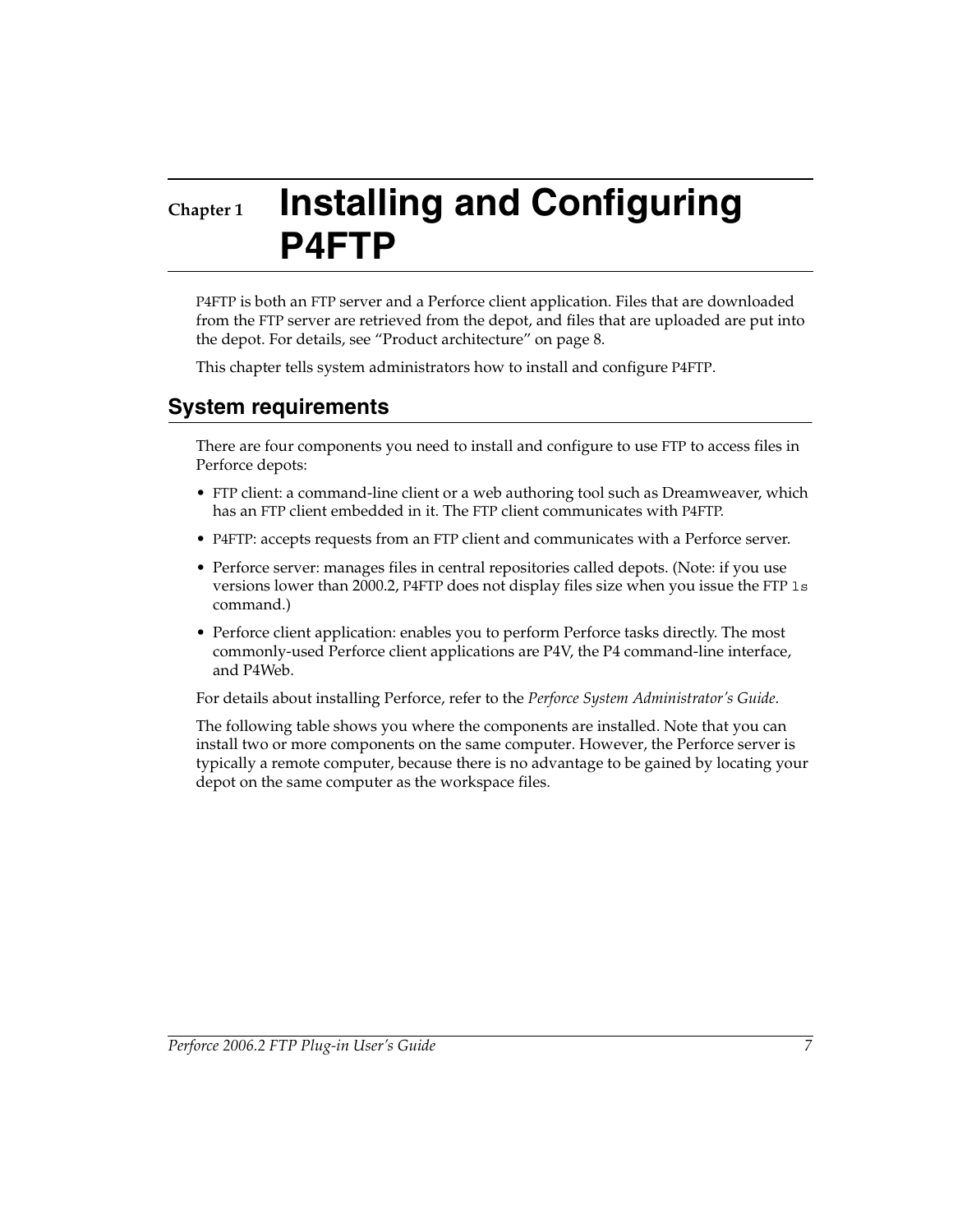# Chapter 1 Installing and Configuring P4FTP

P4FTP is both an FTP server and a Perforce client application. Files that are downloaded from the FTP server are retrieved from the depot, and files that are uploaded are put into the depot. For details, see "Product architecture" on page 8.

This chapter tells system administrators how to install and configure P4FTP.

## System requirements

There are four components you need to install and configure to use FTP to access files in Perforce depots:

- FTP client: a command-line client or a web authoring tool such as Dreamweaver, which has an FTP client embedded in it. The FTP client communicates with P4FTP.
- P4FTP: accepts requests from an FTP client and communicates with a Perforce server.
- Perforce server: manages files in central repositories called depots. (Note: if you use versions lower than 2000.2, P4FTP does not display files size when you issue the FTP `ls` command.)
- Perforce client application: enables you to perform Perforce tasks directly. The most commonly-used Perforce client applications are P4V, the P4 command-line interface, and P4Web.

For details about installing Perforce, refer to the *Perforce System Administrator's Guide*.

The following table shows you where the components are installed. Note that you can install two or more components on the same computer. However, the Perforce server is typically a remote computer, because there is no advantage to be gained by locating your depot on the same computer as the workspace files.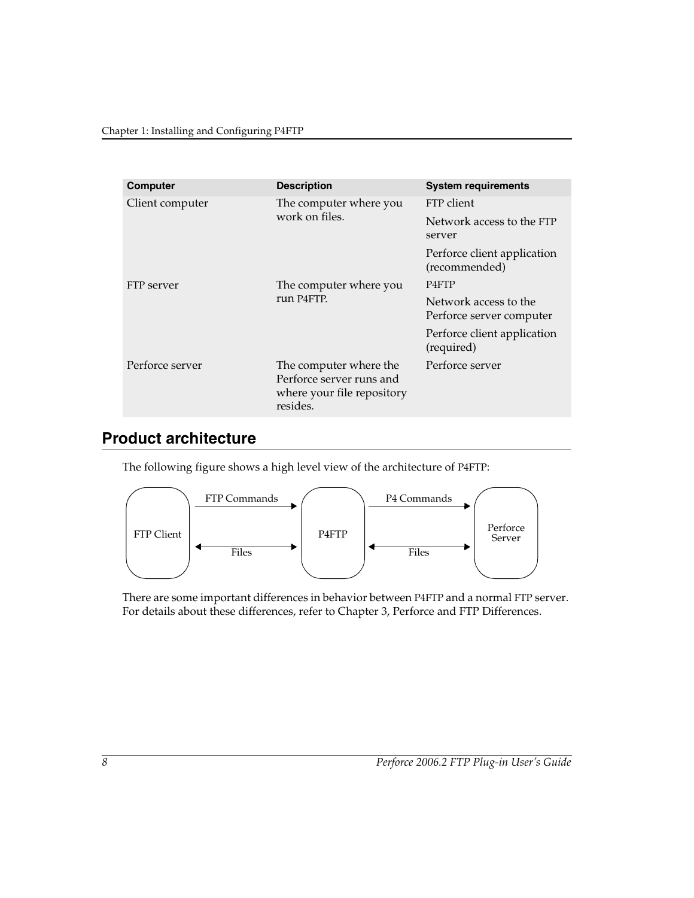| Computer | Description | System requirements |
|---|---|---|
| Client computer | The computer where you work on files. | FTP client<br>Network access to the FTP server<br>Perforce client application (recommended) |
| FTP server | The computer where you run P4FTP. | P4FTP<br>Network access to the Perforce server computer<br>Perforce client application (required) |
| Perforce server | The computer where the Perforce server runs and where your file repository resides. | Perforce server |

## Product architecture

The following figure shows a high level view of the architecture of P4FTP:

```
+------------+   FTP Commands   +---------+   P4 Commands   +-----------+
|            | ---------------> |         | --------------> |           |
| FTP Client |                  |  P4FTP  |                 | Perforce  |
|            | <--------------> |         | <-------------> |  Server   |
+------------+      Files       +---------+      Files      +-----------+
```

There are some important differences in behavior between P4FTP and a normal FTP server. For details about these differences, refer to Chapter 3, Perforce and FTP Differences.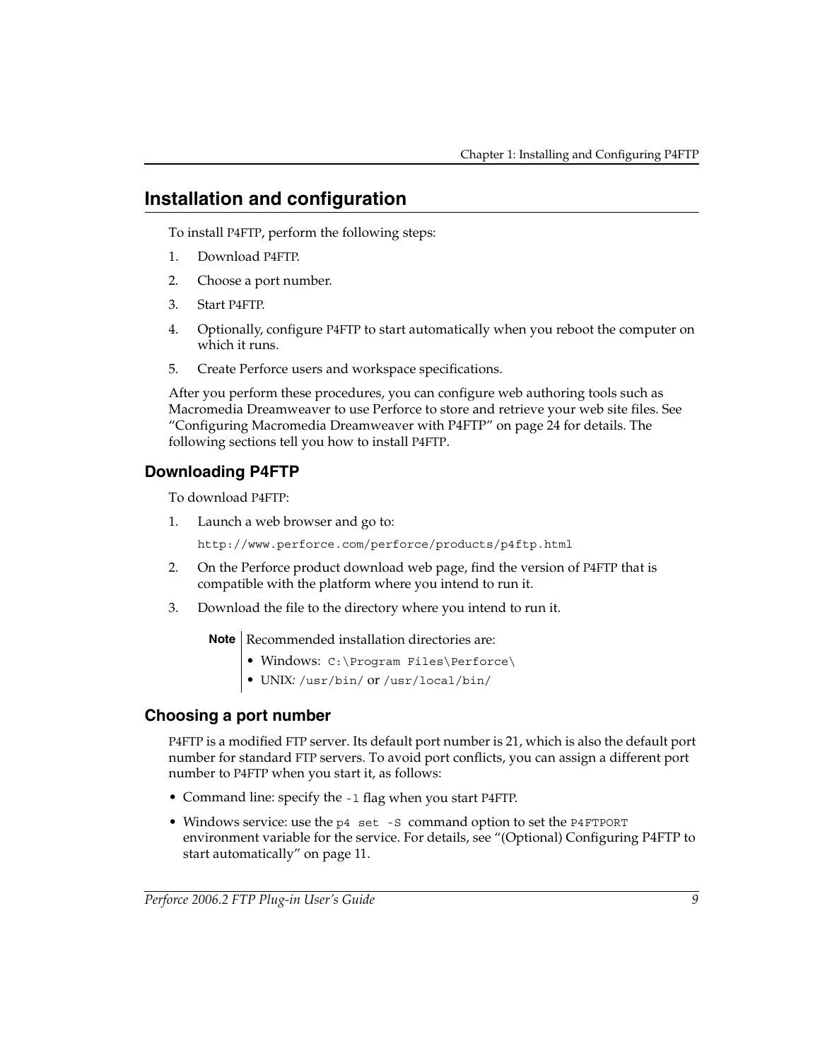## Installation and configuration

To install P4FTP, perform the following steps:

1. Download P4FTP.
2. Choose a port number.
3. Start P4FTP.
4. Optionally, configure P4FTP to start automatically when you reboot the computer on which it runs.
5. Create Perforce users and workspace specifications.

After you perform these procedures, you can configure web authoring tools such as Macromedia Dreamweaver to use Perforce to store and retrieve your web site files. See "Configuring Macromedia Dreamweaver with P4FTP" on page 24 for details. The following sections tell you how to install P4FTP.

### Downloading P4FTP

To download P4FTP:

1. Launch a web browser and go to:

   `http://www.perforce.com/perforce/products/p4ftp.html`

2. On the Perforce product download web page, find the version of P4FTP that is compatible with the platform where you intend to run it.
3. Download the file to the directory where you intend to run it.

> **Note** Recommended installation directories are:
> - Windows: `C:\Program Files\Perforce\`
> - UNIX: `/usr/bin/` or `/usr/local/bin/`

### Choosing a port number

P4FTP is a modified FTP server. Its default port number is 21, which is also the default port number for standard FTP servers. To avoid port conflicts, you can assign a different port number to P4FTP when you start it, as follows:

- Command line: specify the `-l` flag when you start P4FTP.
- Windows service: use the `p4 set -S` command option to set the `P4FTPPORT` environment variable for the service. For details, see "(Optional) Configuring P4FTP to start automatically" on page 11.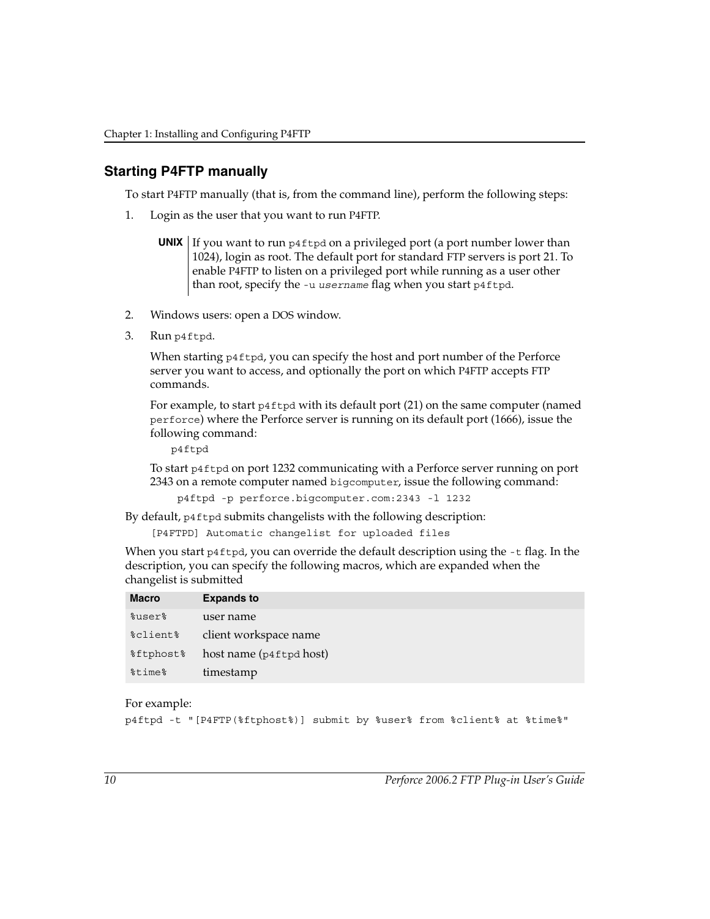## Starting P4FTP manually

To start P4FTP manually (that is, from the command line), perform the following steps:

1. Login as the user that you want to run P4FTP.

   **UNIX** If you want to run `p4ftpd` on a privileged port (a port number lower than 1024), login as root. The default port for standard FTP servers is port 21. To enable P4FTP to listen on a privileged port while running as a user other than root, specify the `-u` *`username`* flag when you start `p4ftpd`.

2. Windows users: open a DOS window.
3. Run `p4ftpd`.

   When starting `p4ftpd`, you can specify the host and port number of the Perforce server you want to access, and optionally the port on which P4FTP accepts FTP commands.

   For example, to start `p4ftpd` with its default port (21) on the same computer (named `perforce`) where the Perforce server is running on its default port (1666), issue the following command:

   ```
   p4ftpd
   ```

   To start `p4ftpd` on port 1232 communicating with a Perforce server running on port 2343 on a remote computer named `bigcomputer`, issue the following command:

   ```
   p4ftpd -p perforce.bigcomputer.com:2343 -l 1232
   ```

By default, `p4ftpd` submits changelists with the following description:

```
[P4FTPD] Automatic changelist for uploaded files
```

When you start `p4ftpd`, you can override the default description using the `-t` flag. In the description, you can specify the following macros, which are expanded when the changelist is submitted

| Macro | Expands to |
| --- | --- |
| `%user%` | user name |
| `%client%` | client workspace name |
| `%ftphost%` | host name (`p4ftpd` host) |
| `%time%` | timestamp |

For example:

```
p4ftpd -t "[P4FTP(%ftphost%)] submit by %user% from %client% at %time%"
```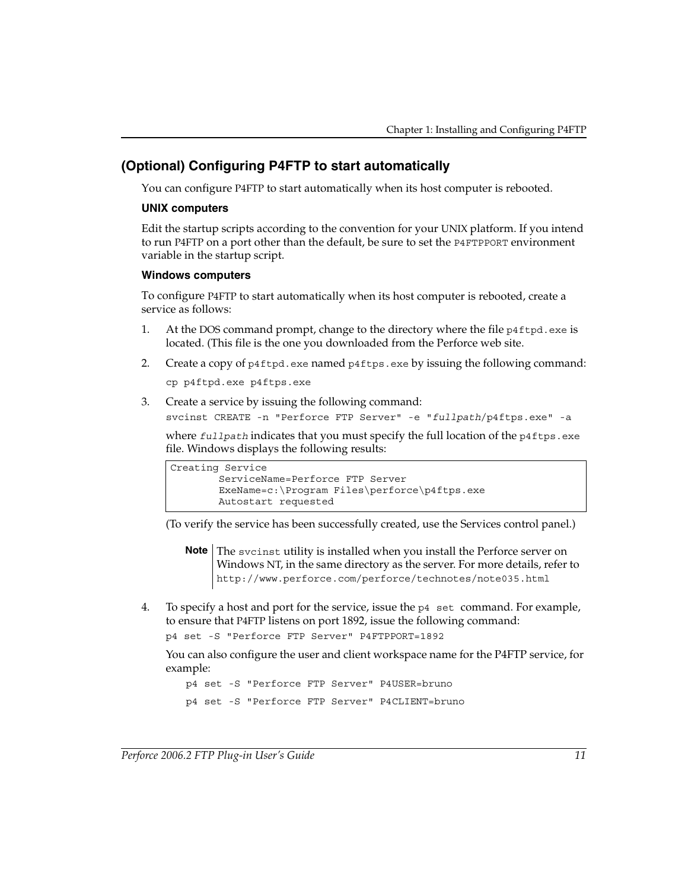## (Optional) Configuring P4FTP to start automatically

You can configure P4FTP to start automatically when its host computer is rebooted.

### UNIX computers

Edit the startup scripts according to the convention for your UNIX platform. If you intend to run P4FTP on a port other than the default, be sure to set the `P4FTPPORT` environment variable in the startup script.

### Windows computers

To configure P4FTP to start automatically when its host computer is rebooted, create a service as follows:

1. At the DOS command prompt, change to the directory where the file `p4ftpd.exe` is located. (This file is the one you downloaded from the Perforce web site.

2. Create a copy of `p4ftpd.exe` named `p4ftps.exe` by issuing the following command:

   `cp p4ftpd.exe p4ftps.exe`

3. Create a service by issuing the following command:

   `svcinst CREATE -n "Perforce FTP Server" -e "`*`fullpath`*`/p4ftps.exe" -a`

   where *`fullpath`* indicates that you must specify the full location of the `p4ftps.exe` file. Windows displays the following results:

   ```
   Creating Service
           ServiceName=Perforce FTP Server
           ExeName=c:\Program Files\perforce\p4ftps.exe
           Autostart requested
   ```

   (To verify the service has been successfully created, use the Services control panel.)

   > **Note** The `svcinst` utility is installed when you install the Perforce server on Windows NT, in the same directory as the server. For more details, refer to `http://www.perforce.com/perforce/technotes/note035.html`

4. To specify a host and port for the service, issue the `p4 set` command. For example, to ensure that P4FTP listens on port 1892, issue the following command:

   `p4 set -S "Perforce FTP Server" P4FTPPORT=1892`

   You can also configure the user and client workspace name for the P4FTP service, for example:

   `p4 set -S "Perforce FTP Server" P4USER=bruno`

   `p4 set -S "Perforce FTP Server" P4CLIENT=bruno`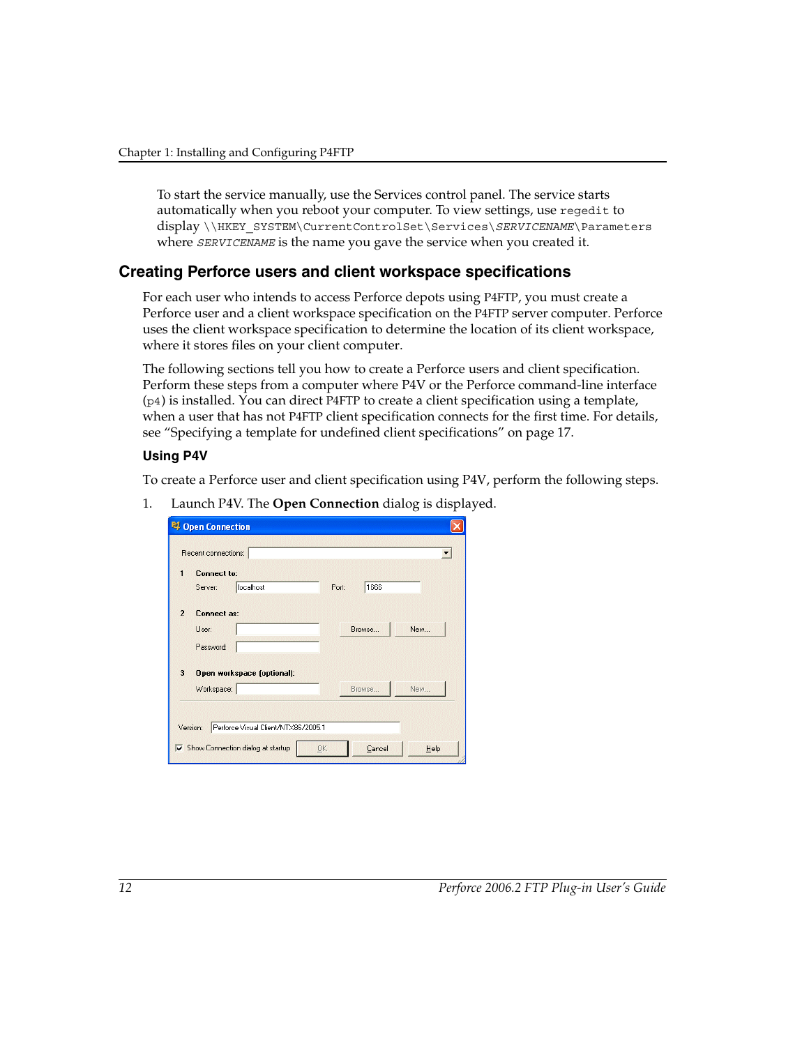To start the service manually, use the Services control panel. The service starts automatically when you reboot your computer. To view settings, use `regedit` to display `\\HKEY_SYSTEM\CurrentControlSet\Services\`*`SERVICENAME`*`\Parameters` where *`SERVICENAME`* is the name you gave the service when you created it.

## Creating Perforce users and client workspace specifications

For each user who intends to access Perforce depots using P4FTP, you must create a Perforce user and a client workspace specification on the P4FTP server computer. Perforce uses the client workspace specification to determine the location of its client workspace, where it stores files on your client computer.

The following sections tell you how to create a Perforce users and client specification. Perform these steps from a computer where P4V or the Perforce command-line interface (`p4`) is installed. You can direct P4FTP to create a client specification using a template, when a user that has not P4FTP client specification connects for the first time. For details, see "Specifying a template for undefined client specifications" on page 17.

### Using P4V

To create a Perforce user and client specification using P4V, perform the following steps.

1. Launch P4V. The **Open Connection** dialog is displayed.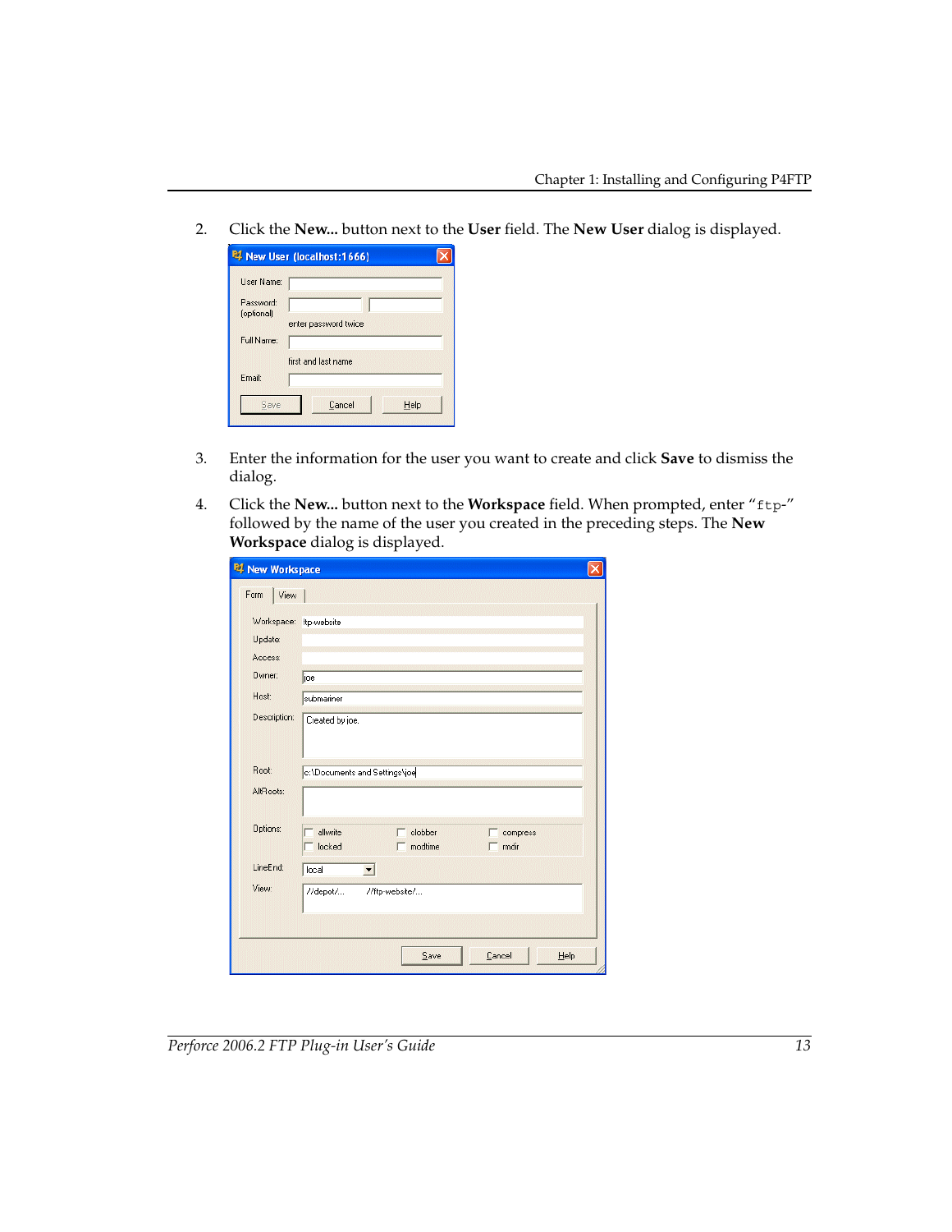2. Click the **New...** button next to the **User** field. The **New User** dialog is displayed.

3. Enter the information for the user you want to create and click **Save** to dismiss the dialog.

4. Click the **New...** button next to the **Workspace** field. When prompted, enter "`ftp-`" followed by the name of the user you created in the preceding steps. The **New Workspace** dialog is displayed.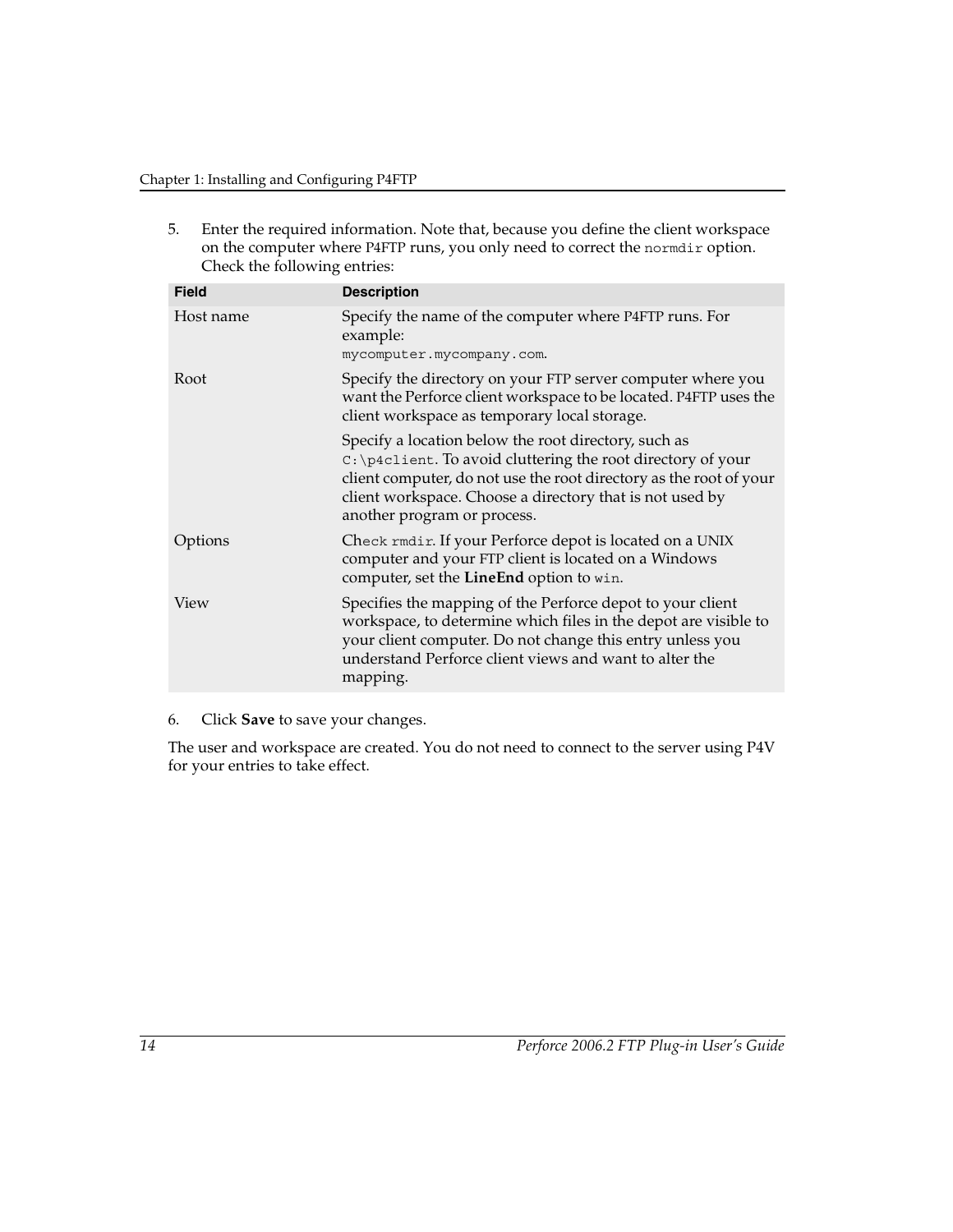5. Enter the required information. Note that, because you define the client workspace on the computer where P4FTP runs, you only need to correct the `normdir` option. Check the following entries:

| Field | Description |
| --- | --- |
| Host name | Specify the name of the computer where P4FTP runs. For example: `mycomputer.mycompany.com`. |
| Root | Specify the directory on your FTP server computer where you want the Perforce client workspace to be located. P4FTP uses the client workspace as temporary local storage. <br><br> Specify a location below the root directory, such as `C:\p4client`. To avoid cluttering the root directory of your client computer, do not use the root directory as the root of your client workspace. Choose a directory that is not used by another program or process. |
| Options | Check `rmdir`. If your Perforce depot is located on a UNIX computer and your FTP client is located on a Windows computer, set the **LineEnd** option to `win`. |
| View | Specifies the mapping of the Perforce depot to your client workspace, to determine which files in the depot are visible to your client computer. Do not change this entry unless you understand Perforce client views and want to alter the mapping. |

6. Click **Save** to save your changes.

The user and workspace are created. You do not need to connect to the server using P4V for your entries to take effect.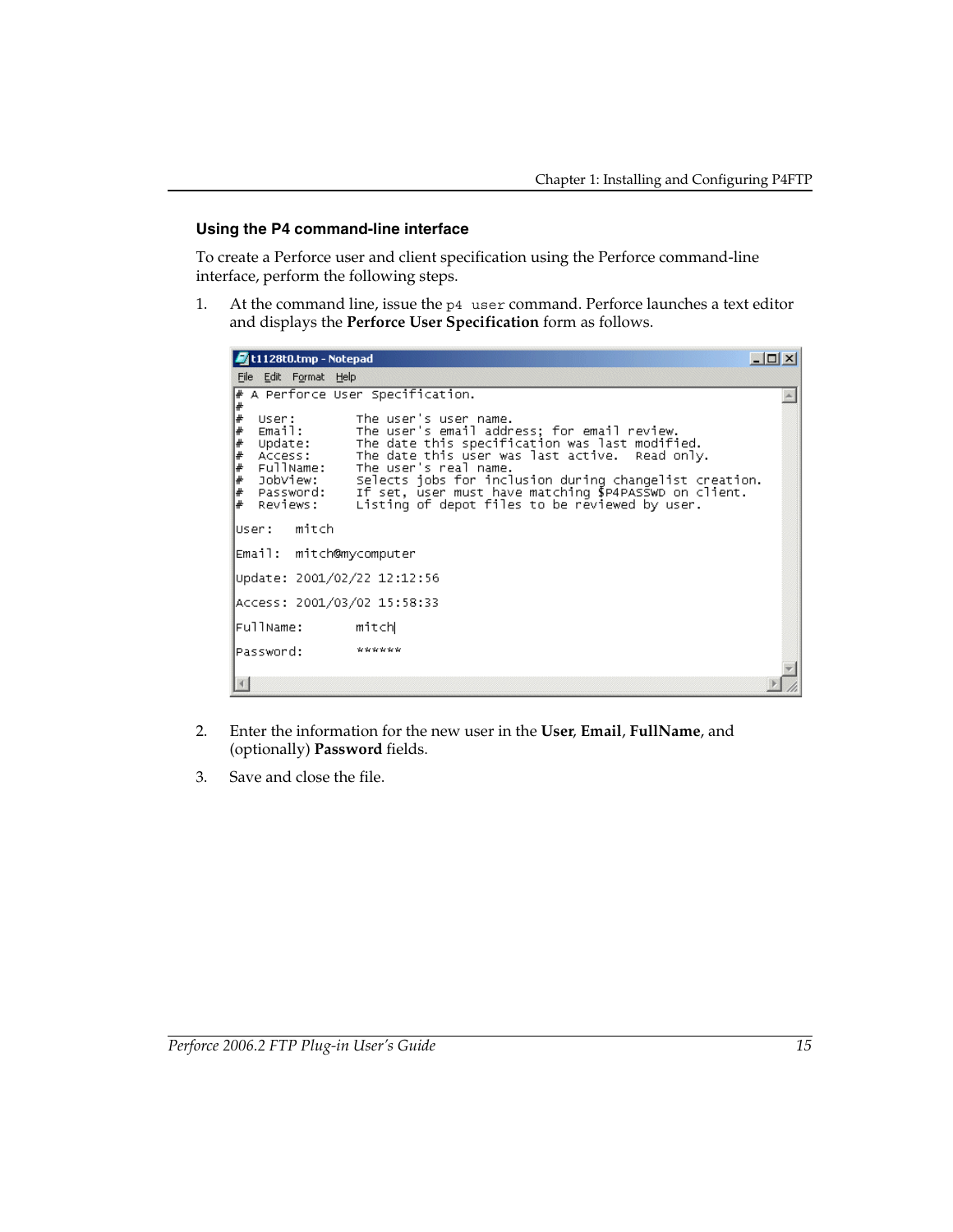### Using the P4 command-line interface

To create a Perforce user and client specification using the Perforce command-line interface, perform the following steps.

1. At the command line, issue the `p4 user` command. Perforce launches a text editor and displays the **Perforce User Specification** form as follows.

```
# A Perforce User Specification.
#
#  User:        The user's user name.
#  Email:       The user's email address; for email review.
#  Update:      The date this specification was last modified.
#  Access:      The date this user was last active.  Read only.
#  FullName:    The user's real name.
#  JobView:     Selects jobs for inclusion during changelist creation.
#  Password:    If set, user must have matching $P4PASSWD on client.
#  Reviews:     Listing of depot files to be reviewed by user.

User:   mitch

Email:  mitch@mycomputer

Update: 2001/02/22 12:12:56

Access: 2001/03/02 15:58:33

FullName:       mitch

Password:       ******
```

2. Enter the information for the new user in the **User**, **Email**, **FullName**, and (optionally) **Password** fields.
3. Save and close the file.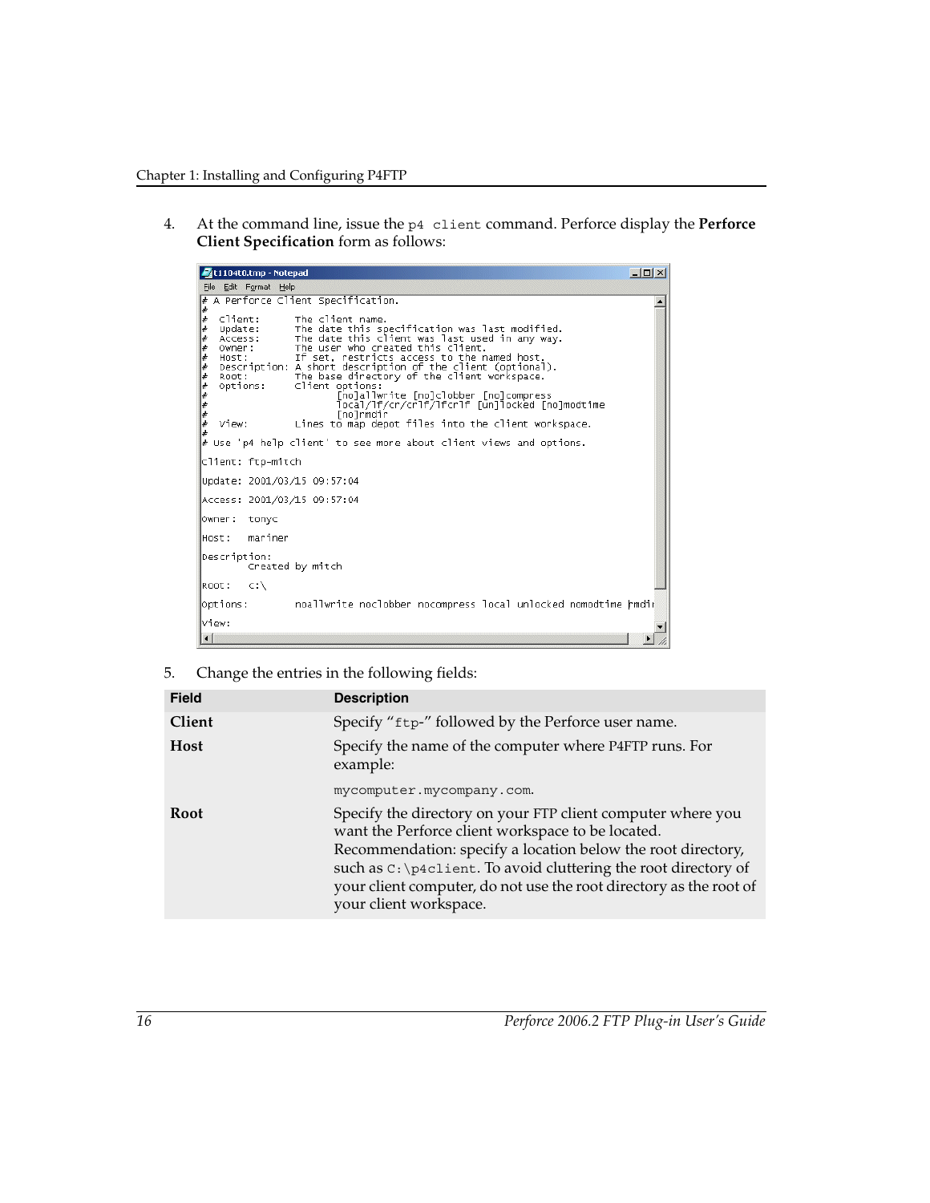4. At the command line, issue the `p4 client` command. Perforce display the **Perforce Client Specification** form as follows:

```
# A Perforce Client Specification.
#
#  Client:      The client name.
#  Update:      The date this specification was last modified.
#  Access:      The date this client was last used in any way.
#  Owner:       The user who created this client.
#  Host:        If set, restricts access to the named host.
#  Description: A short description of the client (optional).
#  Root:        The base directory of the client workspace.
#  Options:     Client options:
#                      [no]allwrite [no]clobber [no]compress
#                      local/lf/cr/crlf/lfcrlf [un]locked [no]modtime
#                      [no]rmdir
#  View:        Lines to map depot files into the client workspace.
#
# Use 'p4 help client' to see more about client views and options.

Client: ftp-mitch

Update: 2001/03/15 09:57:04

Access: 2001/03/15 09:57:04

Owner:  tonyc

Host:   mariner

Description:
        Created by mitch

Root:   c:\

Options:        noallwrite noclobber nocompress local unlocked nomodtime rmdir

View:
```

5. Change the entries in the following fields:

| Field | Description |
| --- | --- |
| **Client** | Specify "`ftp-`" followed by the Perforce user name. |
| **Host** | Specify the name of the computer where P4FTP runs. For example:<br><br>`mycomputer.mycompany.com`. |
| **Root** | Specify the directory on your FTP client computer where you want the Perforce client workspace to be located. Recommendation: specify a location below the root directory, such as `C:\p4client`. To avoid cluttering the root directory of your client computer, do not use the root directory as the root of your client workspace. |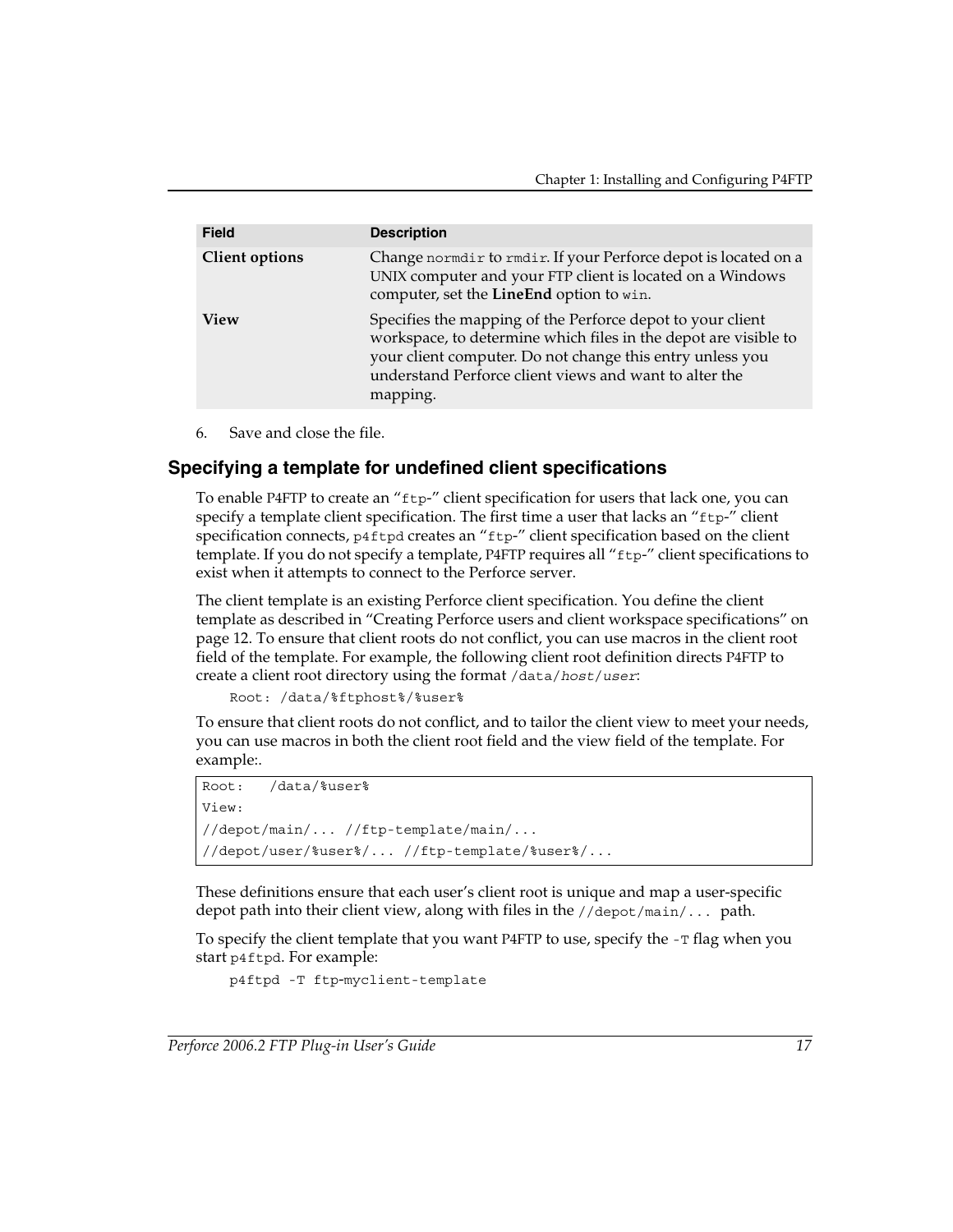| Field | Description |
| --- | --- |
| **Client options** | Change `normdir` to `rmdir`. If your Perforce depot is located on a UNIX computer and your FTP client is located on a Windows computer, set the **LineEnd** option to `win`. |
| **View** | Specifies the mapping of the Perforce depot to your client workspace, to determine which files in the depot are visible to your client computer. Do not change this entry unless you understand Perforce client views and want to alter the mapping. |

6. Save and close the file.

## Specifying a template for undefined client specifications

To enable P4FTP to create an "`ftp-`" client specification for users that lack one, you can specify a template client specification. The first time a user that lacks an "`ftp-`" client specification connects, `p4ftpd` creates an "`ftp-`" client specification based on the client template. If you do not specify a template, P4FTP requires all "`ftp-`" client specifications to exist when it attempts to connect to the Perforce server.

The client template is an existing Perforce client specification. You define the client template as described in "Creating Perforce users and client workspace specifications" on page 12. To ensure that client roots do not conflict, you can use macros in the client root field of the template. For example, the following client root definition directs P4FTP to create a client root directory using the format `/data/`*`host`*`/`*`user`*:

```
Root: /data/%ftphost%/%user%
```

To ensure that client roots do not conflict, and to tailor the client view to meet your needs, you can use macros in both the client root field and the view field of the template. For example:.

```
Root:   /data/%user%
View:
//depot/main/... //ftp-template/main/...
//depot/user/%user%/... //ftp-template/%user%/...
```

These definitions ensure that each user's client root is unique and map a user-specific depot path into their client view, along with files in the `//depot/main/...` path.

To specify the client template that you want P4FTP to use, specify the `-T` flag when you start `p4ftpd`. For example:

```
p4ftpd -T ftp-myclient-template
```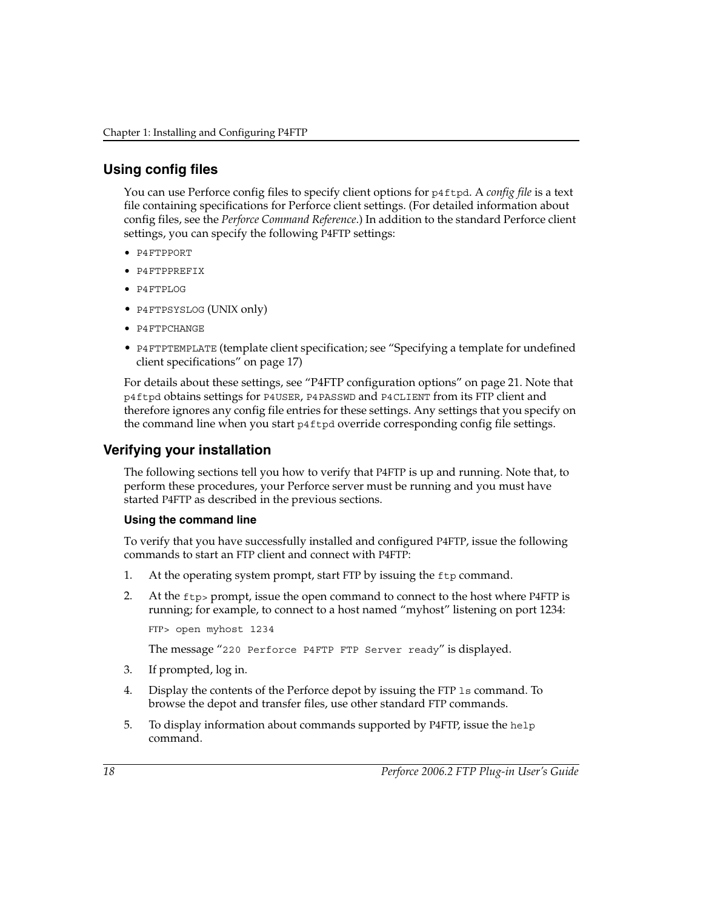## Using config files

You can use Perforce config files to specify client options for `p4ftpd`. A *config file* is a text file containing specifications for Perforce client settings. (For detailed information about config files, see the *Perforce Command Reference*.) In addition to the standard Perforce client settings, you can specify the following P4FTP settings:

- `P4FTPPORT`
- `P4FTPPREFIX`
- `P4FTPLOG`
- `P4FTPSYSLOG` (UNIX only)
- `P4FTPCHANGE`
- `P4FTPTEMPLATE` (template client specification; see "Specifying a template for undefined client specifications" on page 17)

For details about these settings, see "P4FTP configuration options" on page 21. Note that `p4ftpd` obtains settings for `P4USER`, `P4PASSWD` and `P4CLIENT` from its FTP client and therefore ignores any config file entries for these settings. Any settings that you specify on the command line when you start `p4ftpd` override corresponding config file settings.

## Verifying your installation

The following sections tell you how to verify that P4FTP is up and running. Note that, to perform these procedures, your Perforce server must be running and you must have started P4FTP as described in the previous sections.

### Using the command line

To verify that you have successfully installed and configured P4FTP, issue the following commands to start an FTP client and connect with P4FTP:

1. At the operating system prompt, start FTP by issuing the `ftp` command.
2. At the `ftp>` prompt, issue the open command to connect to the host where P4FTP is running; for example, to connect to a host named "myhost" listening on port 1234:

   ```
   FTP> open myhost 1234
   ```

   The message "`220 Perforce P4FTP FTP Server ready`" is displayed.
3. If prompted, log in.
4. Display the contents of the Perforce depot by issuing the FTP `ls` command. To browse the depot and transfer files, use other standard FTP commands.
5. To display information about commands supported by P4FTP, issue the `help` command.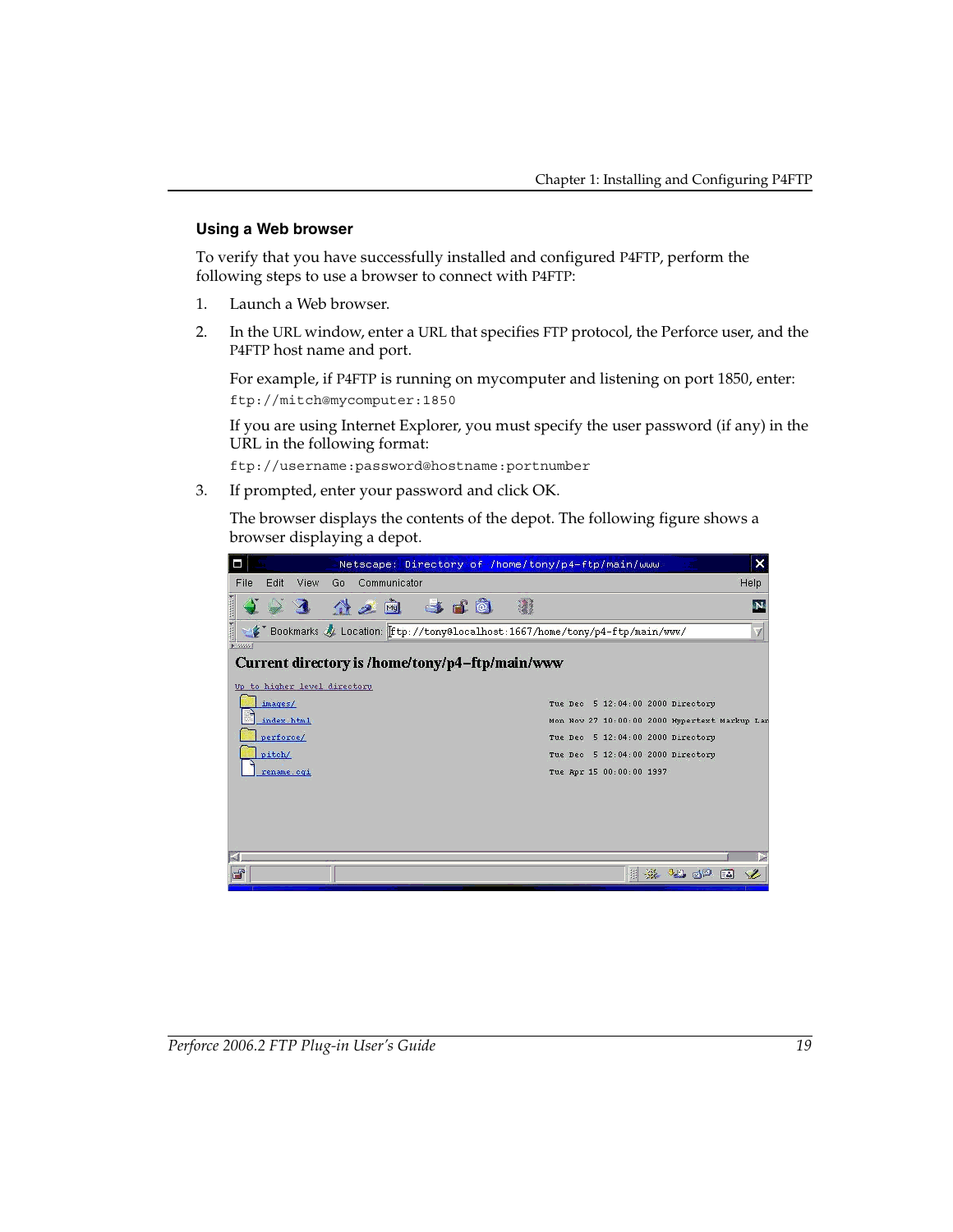### Using a Web browser

To verify that you have successfully installed and configured P4FTP, perform the following steps to use a browser to connect with P4FTP:

1. Launch a Web browser.
2. In the URL window, enter a URL that specifies FTP protocol, the Perforce user, and the P4FTP host name and port.

   For example, if P4FTP is running on mycomputer and listening on port 1850, enter:

   ```
   ftp://mitch@mycomputer:1850
   ```

   If you are using Internet Explorer, you must specify the user password (if any) in the URL in the following format:

   ```
   ftp://username:password@hostname:portnumber
   ```

3. If prompted, enter your password and click OK.

   The browser displays the contents of the depot. The following figure shows a browser displaying a depot.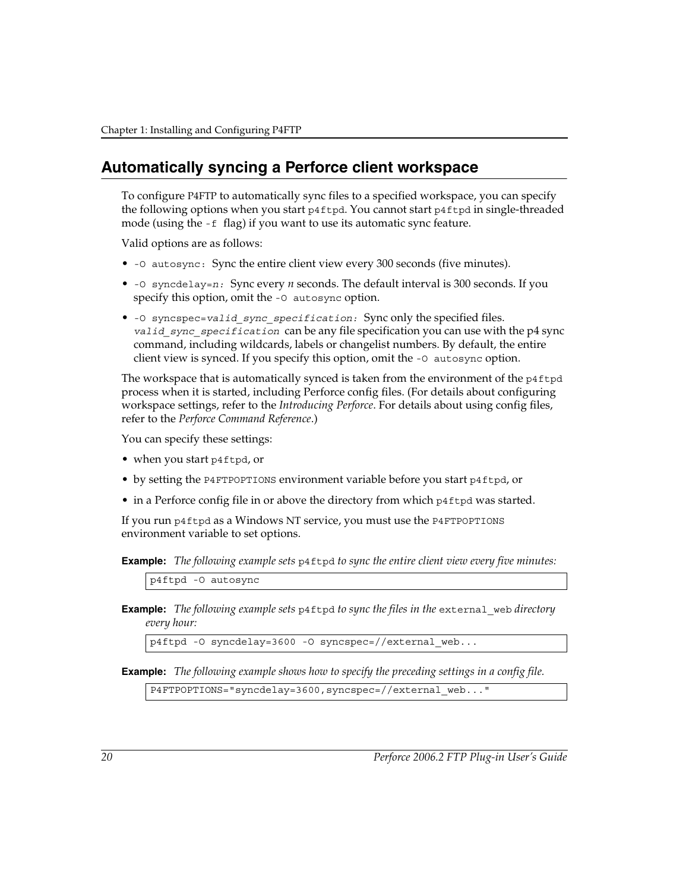## Automatically syncing a Perforce client workspace

To configure P4FTP to automatically sync files to a specified workspace, you can specify the following options when you start `p4ftpd`. You cannot start `p4ftpd` in single-threaded mode (using the `-f` flag) if you want to use its automatic sync feature.

Valid options are as follows:

- `-O autosync:` Sync the entire client view every 300 seconds (five minutes).
- `-O syncdelay=`*`n`*`:` Sync every *n* seconds. The default interval is 300 seconds. If you specify this option, omit the `-O autosync` option.
- `-O syncspec=`*`valid_sync_specification:`* Sync only the specified files. *`valid_sync_specification`* can be any file specification you can use with the p4 sync command, including wildcards, labels or changelist numbers. By default, the entire client view is synced. If you specify this option, omit the `-O autosync` option.

The workspace that is automatically synced is taken from the environment of the `p4ftpd` process when it is started, including Perforce config files. (For details about configuring workspace settings, refer to the *Introducing Perforce*. For details about using config files, refer to the *Perforce Command Reference*.)

You can specify these settings:

- when you start `p4ftpd`, or
- by setting the `P4FTPOPTIONS` environment variable before you start `p4ftpd`, or
- in a Perforce config file in or above the directory from which `p4ftpd` was started.

If you run `p4ftpd` as a Windows NT service, you must use the `P4FTPOPTIONS` environment variable to set options.

**Example:** *The following example sets* `p4ftpd` *to sync the entire client view every five minutes:*

```
p4ftpd -O autosync
```

**Example:** *The following example sets* `p4ftpd` *to sync the files in the* `external_web` *directory every hour:*

```
p4ftpd -O syncdelay=3600 -O syncspec=//external_web...
```

**Example:** *The following example shows how to specify the preceding settings in a config file.*

```
P4FTPOPTIONS="syncdelay=3600,syncspec=//external_web..."
```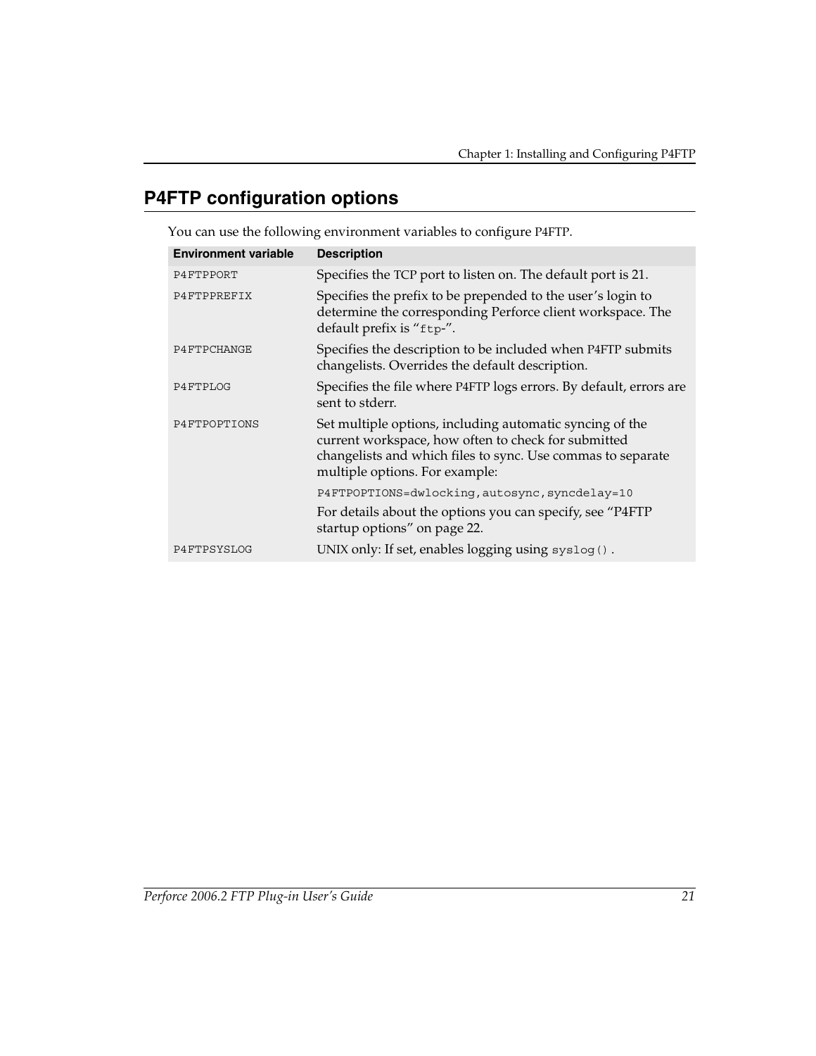## P4FTP configuration options

You can use the following environment variables to configure P4FTP.

| Environment variable | Description |
|---|---|
| P4FTPPORT | Specifies the TCP port to listen on. The default port is 21. |
| P4FTPPREFIX | Specifies the prefix to be prepended to the user's login to determine the corresponding Perforce client workspace. The default prefix is "`ftp-`". |
| P4FTPCHANGE | Specifies the description to be included when P4FTP submits changelists. Overrides the default description. |
| P4FTPLOG | Specifies the file where P4FTP logs errors. By default, errors are sent to stderr. |
| P4FTPOPTIONS | Set multiple options, including automatic syncing of the current workspace, how often to check for submitted changelists and which files to sync. Use commas to separate multiple options. For example:<br>`P4FTPOPTIONS=dwlocking,autosync,syncdelay=10`<br>For details about the options you can specify, see "P4FTP startup options" on page 22. |
| P4FTPSYSLOG | UNIX only: If set, enables logging using `syslog()`. |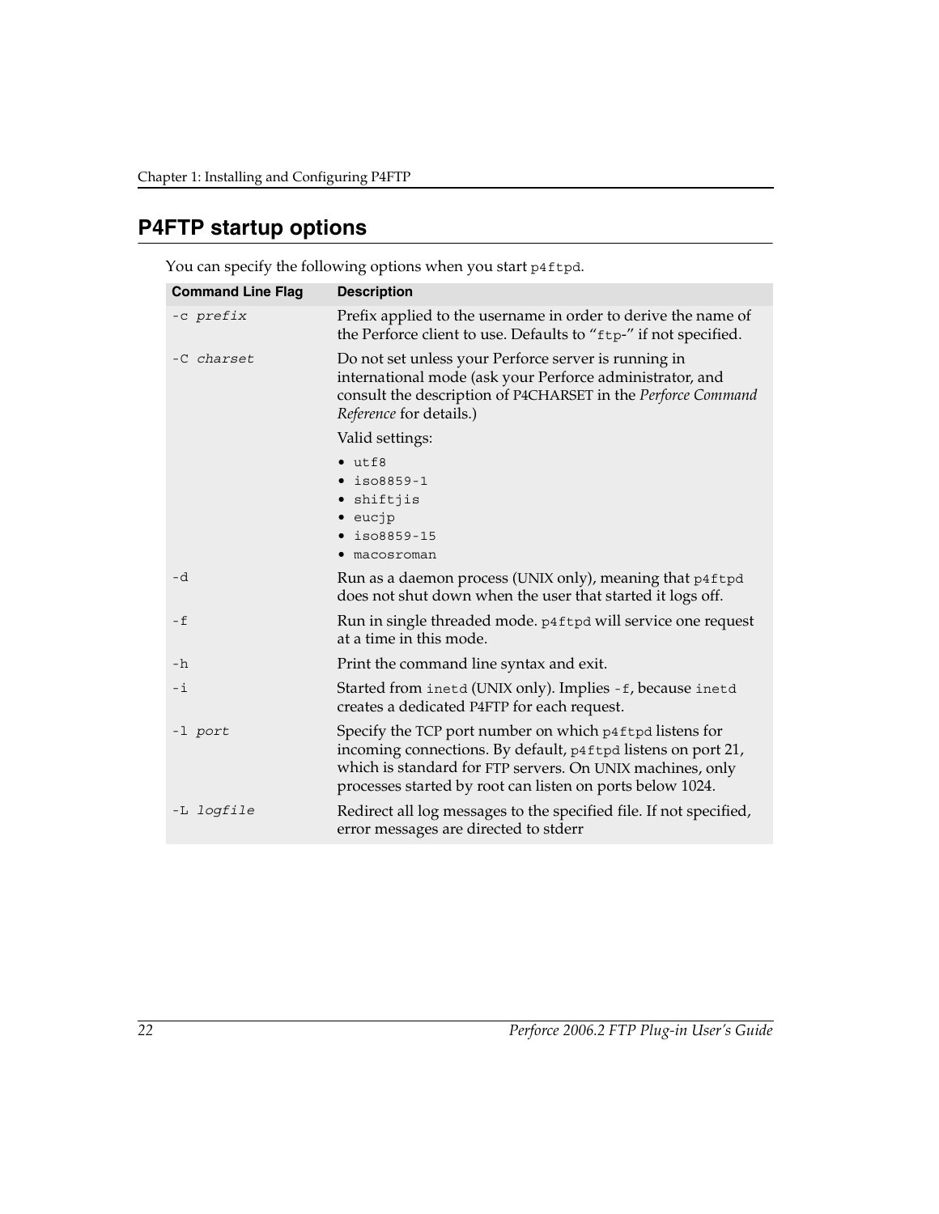## P4FTP startup options

You can specify the following options when you start `p4ftpd`.

| Command Line Flag | Description |
| --- | --- |
| `-c` *`prefix`* | Prefix applied to the username in order to derive the name of the Perforce client to use. Defaults to "`ftp-`" if not specified. |
| `-C` *`charset`* | Do not set unless your Perforce server is running in international mode (ask your Perforce administrator, and consult the description of P4CHARSET in the *Perforce Command Reference* for details.)<br><br>Valid settings:<br>• `utf8`<br>• `iso8859-1`<br>• `shiftjis`<br>• `eucjp`<br>• `iso8859-15`<br>• `macosroman` |
| `-d` | Run as a daemon process (UNIX only), meaning that `p4ftpd` does not shut down when the user that started it logs off. |
| `-f` | Run in single threaded mode. `p4ftpd` will service one request at a time in this mode. |
| `-h` | Print the command line syntax and exit. |
| `-i` | Started from `inetd` (UNIX only). Implies `-f`, because `inetd` creates a dedicated P4FTP for each request. |
| `-l` *`port`* | Specify the TCP port number on which `p4ftpd` listens for incoming connections. By default, `p4ftpd` listens on port 21, which is standard for FTP servers. On UNIX machines, only processes started by root can listen on ports below 1024. |
| `-L` *`logfile`* | Redirect all log messages to the specified file. If not specified, error messages are directed to stderr |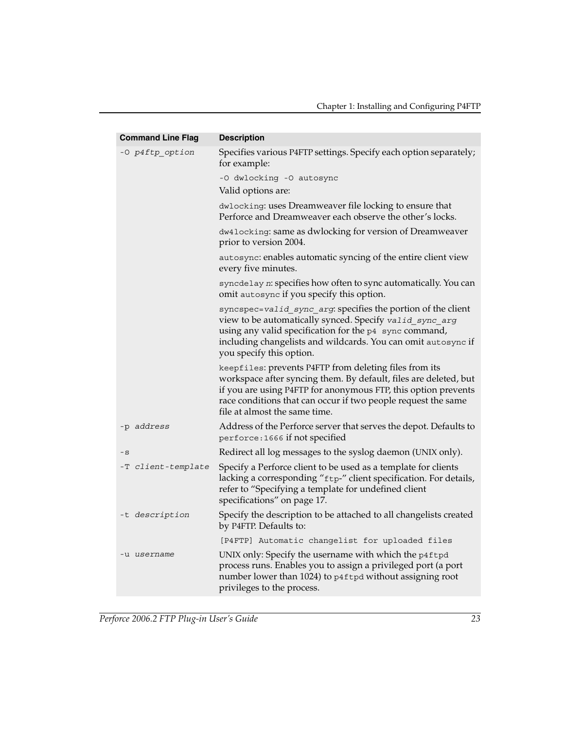| Command Line Flag | Description |
| --- | --- |
| `-O p4ftp_option` | Specifies various P4FTP settings. Specify each option separately; for example:<br>`-O dwlocking -O autosync`<br>Valid options are:<br>`dwlocking`: uses Dreamweaver file locking to ensure that Perforce and Dreamweaver each observe the other's locks.<br>`dw4locking`: same as dwlocking for version of Dreamweaver prior to version 2004.<br>`autosync`: enables automatic syncing of the entire client view every five minutes.<br>`syncdelay n`: specifies how often to sync automatically. You can omit `autosync` if you specify this option.<br>`syncspec=valid_sync_arg`: specifies the portion of the client view to be automatically synced. Specify `valid_sync_arg` using any valid specification for the `p4 sync` command, including changelists and wildcards. You can omit `autosync` if you specify this option.<br>`keepfiles`: prevents P4FTP from deleting files from its workspace after syncing them. By default, files are deleted, but if you are using P4FTP for anonymous FTP, this option prevents race conditions that can occur if two people request the same file at almost the same time. |
| `-p address` | Address of the Perforce server that serves the depot. Defaults to `perforce:1666` if not specified |
| `-s` | Redirect all log messages to the syslog daemon (UNIX only). |
| `-T client-template` | Specify a Perforce client to be used as a template for clients lacking a corresponding "`ftp-`" client specification. For details, refer to "Specifying a template for undefined client specifications" on page 17. |
| `-t description` | Specify the description to be attached to all changelists created by P4FTP. Defaults to:<br>`[P4FTP] Automatic changelist for uploaded files` |
| `-u username` | UNIX only: Specify the username with which the `p4ftpd` process runs. Enables you to assign a privileged port (a port number lower than 1024) to `p4ftpd` without assigning root privileges to the process. |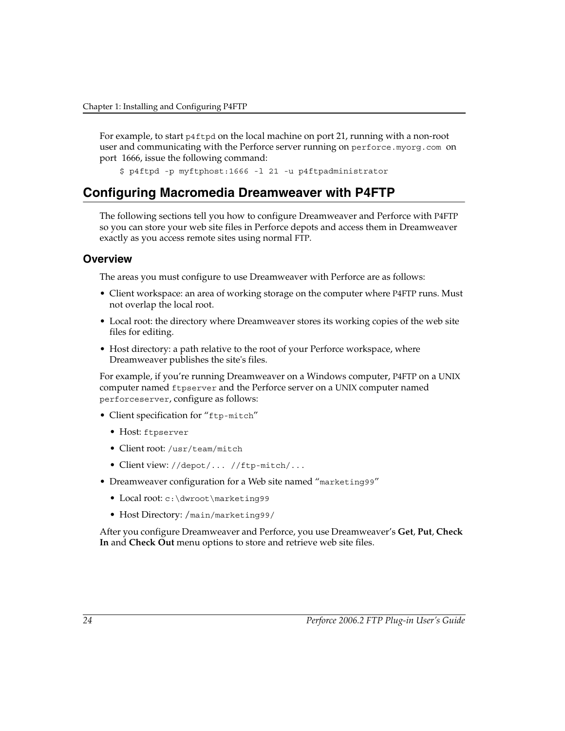For example, to start `p4ftpd` on the local machine on port 21, running with a non-root user and communicating with the Perforce server running on `perforce.myorg.com` on port 1666, issue the following command:

```
$ p4ftpd -p myftphost:1666 -l 21 -u p4ftpadministrator
```

## Configuring Macromedia Dreamweaver with P4FTP

The following sections tell you how to configure Dreamweaver and Perforce with P4FTP so you can store your web site files in Perforce depots and access them in Dreamweaver exactly as you access remote sites using normal FTP.

### Overview

The areas you must configure to use Dreamweaver with Perforce are as follows:

- Client workspace: an area of working storage on the computer where P4FTP runs. Must not overlap the local root.
- Local root: the directory where Dreamweaver stores its working copies of the web site files for editing.
- Host directory: a path relative to the root of your Perforce workspace, where Dreamweaver publishes the site's files.

For example, if you're running Dreamweaver on a Windows computer, P4FTP on a UNIX computer named `ftpserver` and the Perforce server on a UNIX computer named `perforceserver`, configure as follows:

- Client specification for "`ftp-mitch`"
  - Host: `ftpserver`
  - Client root: `/usr/team/mitch`
  - Client view: `//depot/... //ftp-mitch/...`
- Dreamweaver configuration for a Web site named "`marketing99`"
  - Local root: `c:\dwroot\marketing99`
  - Host Directory: `/main/marketing99/`

After you configure Dreamweaver and Perforce, you use Dreamweaver's **Get**, **Put**, **Check In** and **Check Out** menu options to store and retrieve web site files.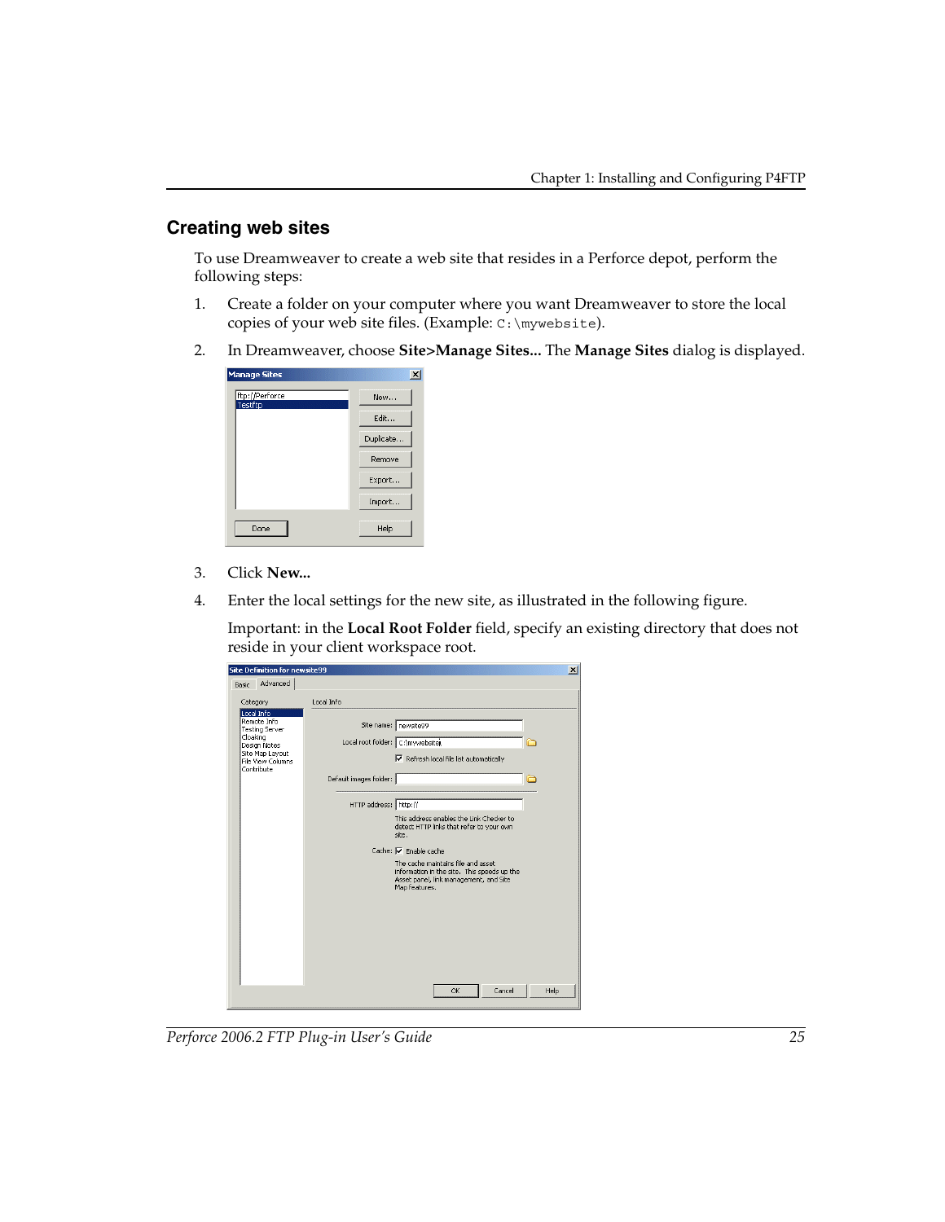## Creating web sites

To use Dreamweaver to create a web site that resides in a Perforce depot, perform the following steps:

1. Create a folder on your computer where you want Dreamweaver to store the local copies of your web site files. (Example: `C:\mywebsite`).
2. In Dreamweaver, choose **Site>Manage Sites...** The **Manage Sites** dialog is displayed.
3. Click **New...**
4. Enter the local settings for the new site, as illustrated in the following figure.

   Important: in the **Local Root Folder** field, specify an existing directory that does not reside in your client workspace root.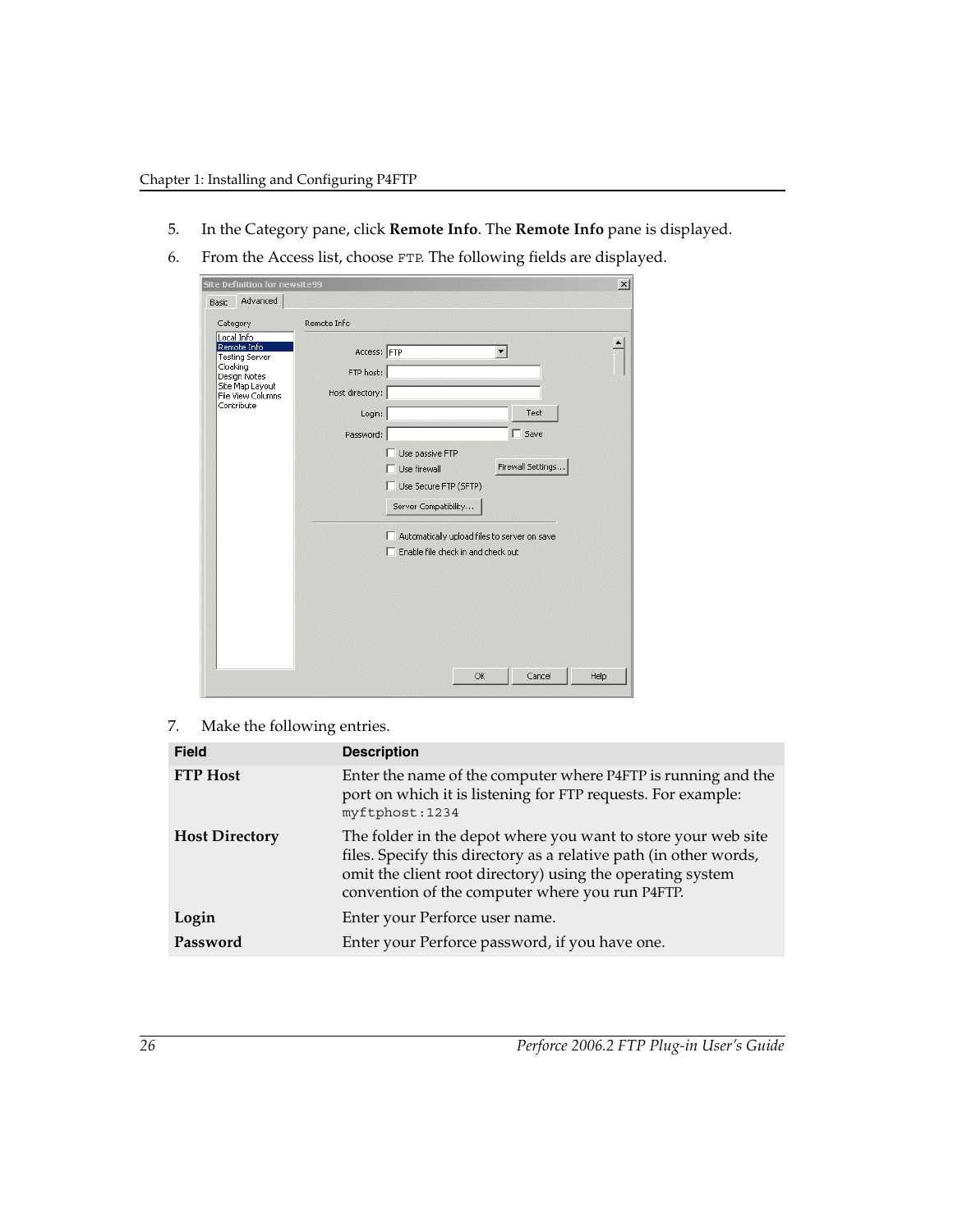5. In the Category pane, click **Remote Info**. The **Remote Info** pane is displayed.
6. From the Access list, choose `FTP`. The following fields are displayed.

7. Make the following entries.

| Field | Description |
|---|---|
| **FTP Host** | Enter the name of the computer where P4FTP is running and the port on which it is listening for FTP requests. For example: `myftphost:1234` |
| **Host Directory** | The folder in the depot where you want to store your web site files. Specify this directory as a relative path (in other words, omit the client root directory) using the operating system convention of the computer where you run P4FTP. |
| **Login** | Enter your Perforce user name. |
| **Password** | Enter your Perforce password, if you have one. |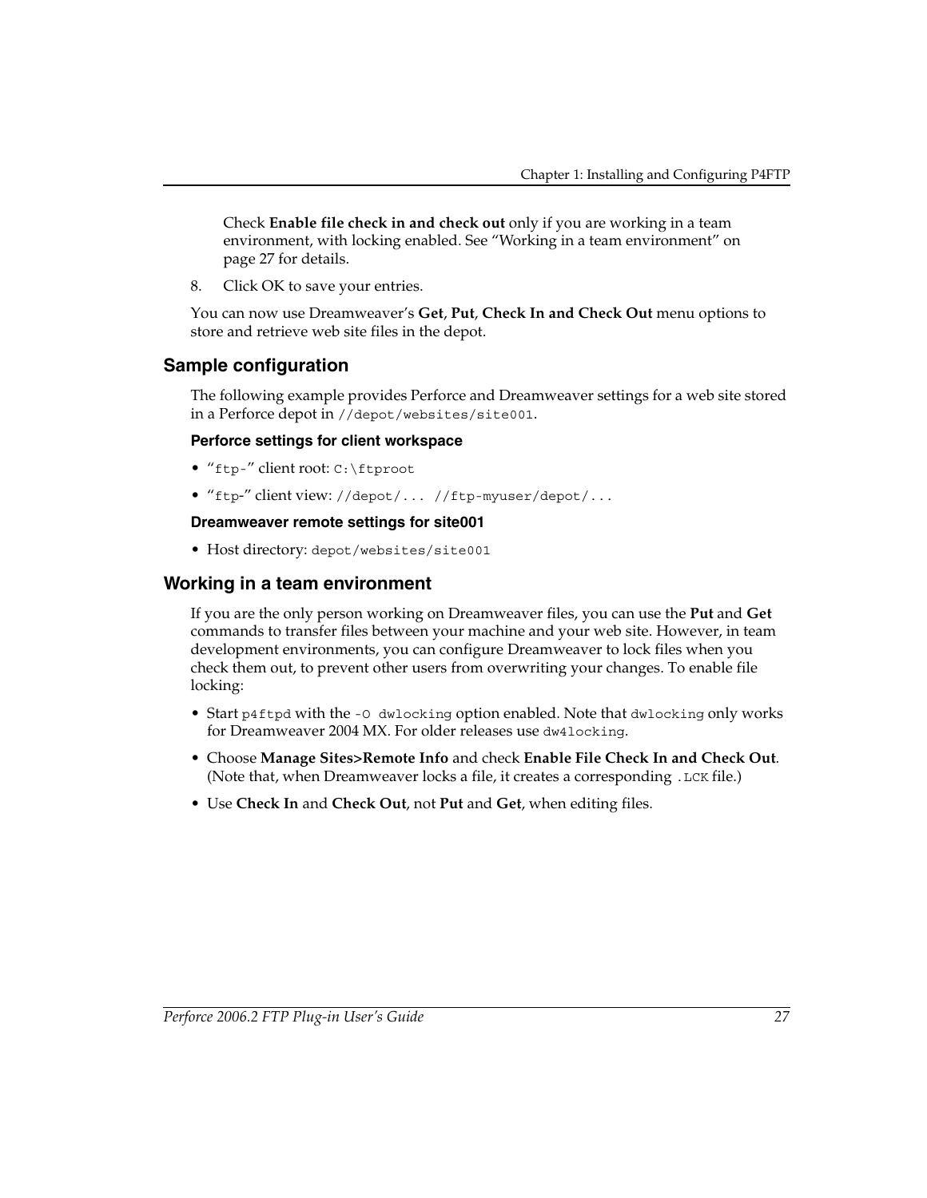Check **Enable file check in and check out** only if you are working in a team environment, with locking enabled. See "Working in a team environment" on page 27 for details.

8. Click OK to save your entries.

You can now use Dreamweaver's **Get**, **Put**, **Check In and Check Out** menu options to store and retrieve web site files in the depot.

## Sample configuration

The following example provides Perforce and Dreamweaver settings for a web site stored in a Perforce depot in `//depot/websites/site001`.

### Perforce settings for client workspace

- "`ftp-`" client root: `C:\ftproot`
- "`ftp`-" client view: `//depot/... //ftp-myuser/depot/...`

### Dreamweaver remote settings for site001

- Host directory: `depot/websites/site001`

## Working in a team environment

If you are the only person working on Dreamweaver files, you can use the **Put** and **Get** commands to transfer files between your machine and your web site. However, in team development environments, you can configure Dreamweaver to lock files when you check them out, to prevent other users from overwriting your changes. To enable file locking:

- Start `p4ftpd` with the `-O dwlocking` option enabled. Note that `dwlocking` only works for Dreamweaver 2004 MX. For older releases use `dw4locking`.
- Choose **Manage Sites>Remote Info** and check **Enable File Check In and Check Out**. (Note that, when Dreamweaver locks a file, it creates a corresponding `.LCK` file.)
- Use **Check In** and **Check Out**, not **Put** and **Get**, when editing files.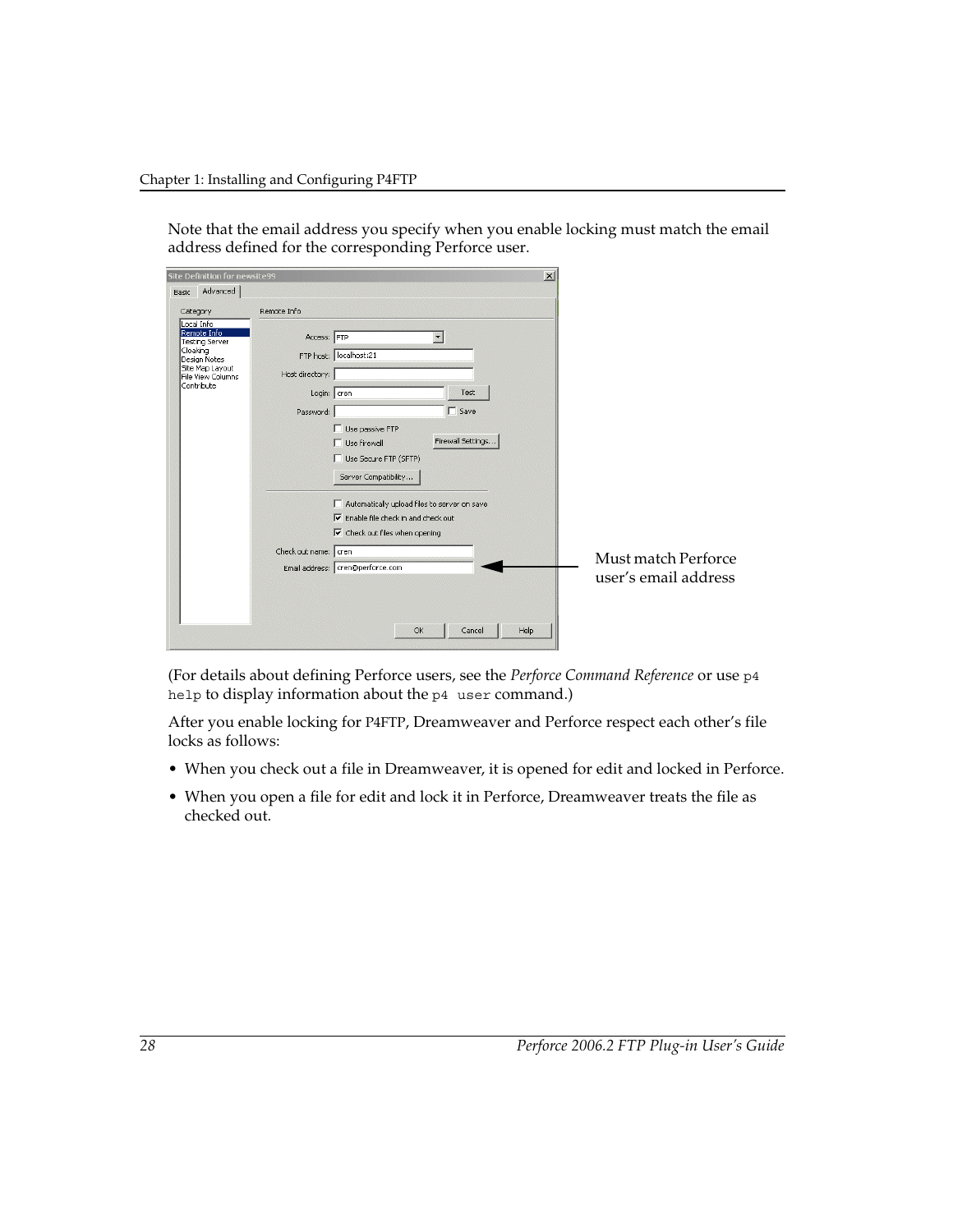Note that the email address you specify when you enable locking must match the email address defined for the corresponding Perforce user.

Must match Perforce user's email address

(For details about defining Perforce users, see the *Perforce Command Reference* or use `p4 help` to display information about the `p4 user` command.)

After you enable locking for P4FTP, Dreamweaver and Perforce respect each other's file locks as follows:

- When you check out a file in Dreamweaver, it is opened for edit and locked in Perforce.
- When you open a file for edit and lock it in Perforce, Dreamweaver treats the file as checked out.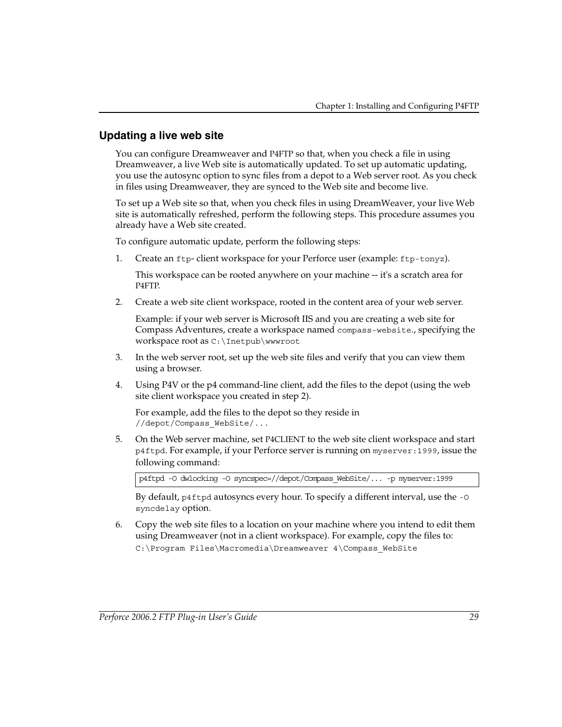## Updating a live web site

You can configure Dreamweaver and P4FTP so that, when you check a file in using Dreamweaver, a live Web site is automatically updated. To set up automatic updating, you use the autosync option to sync files from a depot to a Web server root. As you check in files using Dreamweaver, they are synced to the Web site and become live.

To set up a Web site so that, when you check files in using DreamWeaver, your live Web site is automatically refreshed, perform the following steps. This procedure assumes you already have a Web site created.

To configure automatic update, perform the following steps:

1. Create an `ftp-` client workspace for your Perforce user (example: `ftp-tonyz`).

   This workspace can be rooted anywhere on your machine -- it's a scratch area for P4FTP.

2. Create a web site client workspace, rooted in the content area of your web server.

   Example: if your web server is Microsoft IIS and you are creating a web site for Compass Adventures, create a workspace named `compass-website`., specifying the workspace root as `C:\Inetpub\wwwroot`

3. In the web server root, set up the web site files and verify that you can view them using a browser.

4. Using P4V or the p4 command-line client, add the files to the depot (using the web site client workspace you created in step 2).

   For example, add the files to the depot so they reside in `//depot/Compass_WebSite/...`

5. On the Web server machine, set P4CLIENT to the web site client workspace and start `p4ftpd`. For example, if your Perforce server is running on `myserver:1999`, issue the following command:

   ```
   p4ftpd -O dwlocking -O syncspec=//depot/Compass_WebSite/... -p myserver:1999
   ```

   By default, `p4ftpd` autosyncs every hour. To specify a different interval, use the `-O syncdelay` option.

6. Copy the web site files to a location on your machine where you intend to edit them using Dreamweaver (not in a client workspace). For example, copy the files to: `C:\Program Files\Macromedia\Dreamweaver 4\Compass_WebSite`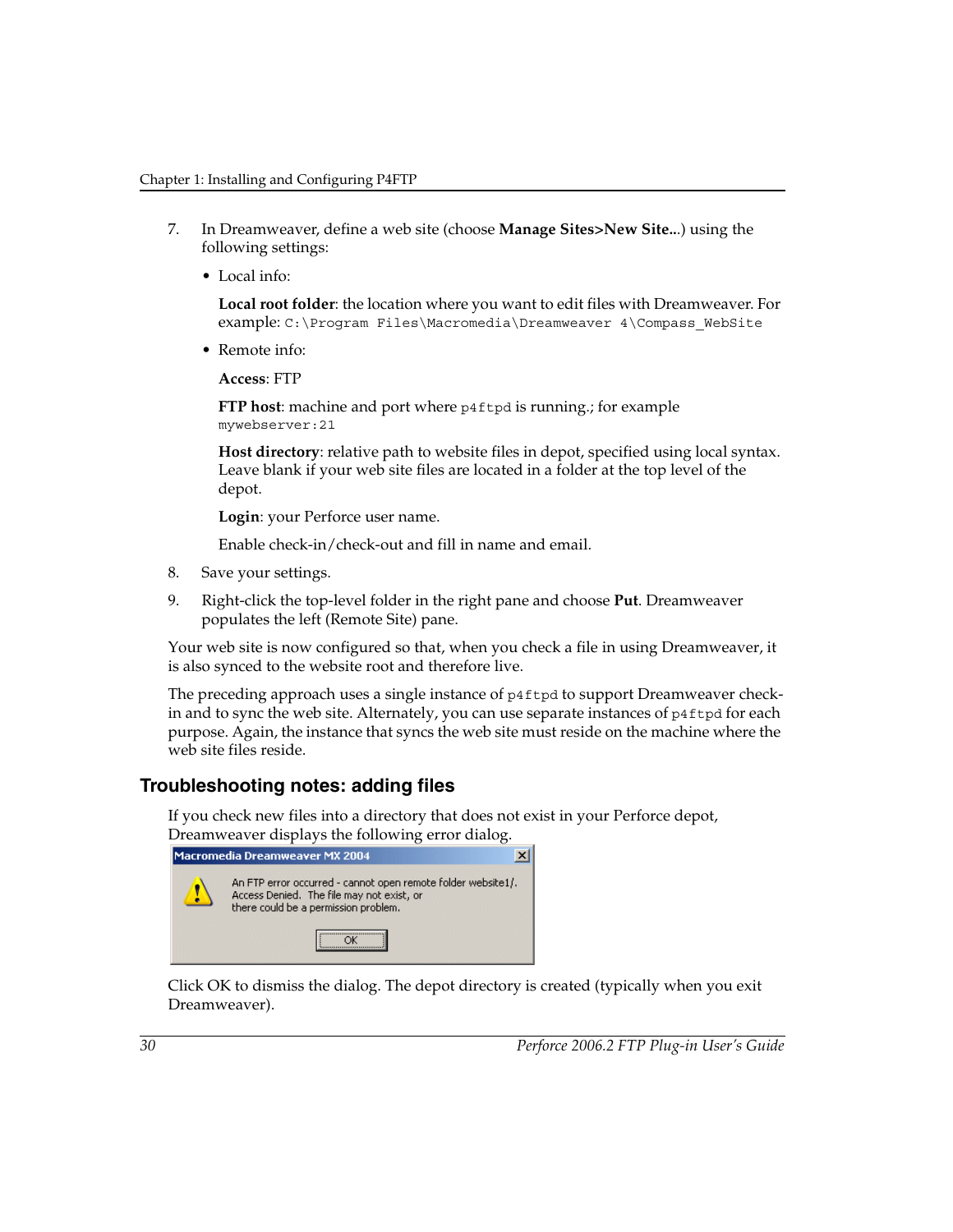7. In Dreamweaver, define a web site (choose **Manage Sites>New Site...**) using the following settings:

   - Local info:

     **Local root folder**: the location where you want to edit files with Dreamweaver. For example: `C:\Program Files\Macromedia\Dreamweaver 4\Compass_WebSite`

   - Remote info:

     **Access**: FTP

     **FTP host**: machine and port where `p4ftpd` is running.; for example `mywebserver:21`

     **Host directory**: relative path to website files in depot, specified using local syntax. Leave blank if your web site files are located in a folder at the top level of the depot.

     **Login**: your Perforce user name.

     Enable check-in/check-out and fill in name and email.

8. Save your settings.

9. Right-click the top-level folder in the right pane and choose **Put**. Dreamweaver populates the left (Remote Site) pane.

Your web site is now configured so that, when you check a file in using Dreamweaver, it is also synced to the website root and therefore live.

The preceding approach uses a single instance of `p4ftpd` to support Dreamweaver check-in and to sync the web site. Alternately, you can use separate instances of `p4ftpd` for each purpose. Again, the instance that syncs the web site must reside on the machine where the web site files reside.

## Troubleshooting notes: adding files

If you check new files into a directory that does not exist in your Perforce depot, Dreamweaver displays the following error dialog.

Macromedia Dreamweaver MX 2004

An FTP error occurred - cannot open remote folder website1/. Access Denied. The file may not exist, or there could be a permission problem.

OK

Click OK to dismiss the dialog. The depot directory is created (typically when you exit Dreamweaver).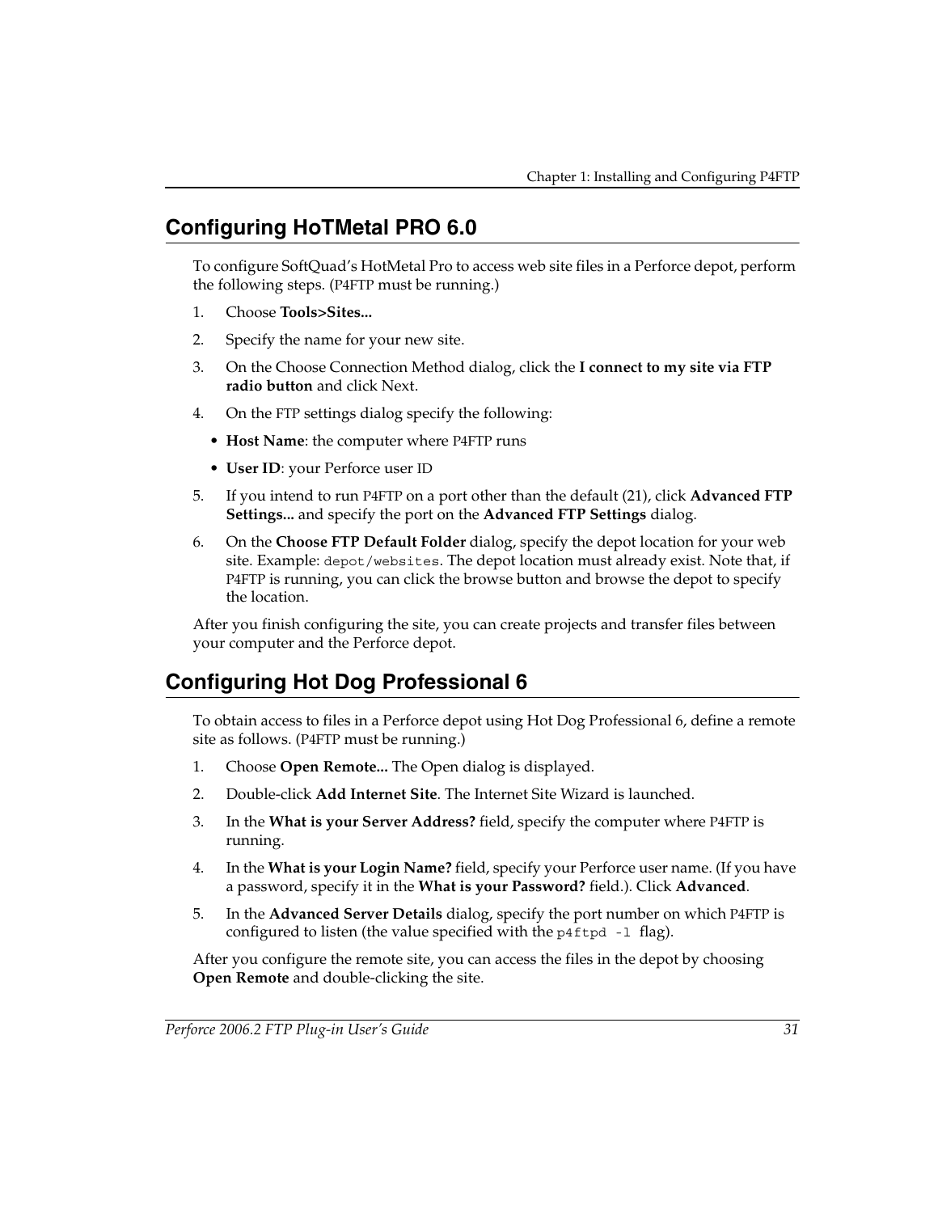## Configuring HoTMetal PRO 6.0

To configure SoftQuad's HotMetal Pro to access web site files in a Perforce depot, perform the following steps. (P4FTP must be running.)

1. Choose **Tools>Sites...**
2. Specify the name for your new site.
3. On the Choose Connection Method dialog, click the **I connect to my site via FTP radio button** and click Next.
4. On the FTP settings dialog specify the following:
   - **Host Name**: the computer where P4FTP runs
   - **User ID**: your Perforce user ID
5. If you intend to run P4FTP on a port other than the default (21), click **Advanced FTP Settings...** and specify the port on the **Advanced FTP Settings** dialog.
6. On the **Choose FTP Default Folder** dialog, specify the depot location for your web site. Example: `depot/websites`. The depot location must already exist. Note that, if P4FTP is running, you can click the browse button and browse the depot to specify the location.

After you finish configuring the site, you can create projects and transfer files between your computer and the Perforce depot.

## Configuring Hot Dog Professional 6

To obtain access to files in a Perforce depot using Hot Dog Professional 6, define a remote site as follows. (P4FTP must be running.)

1. Choose **Open Remote...** The Open dialog is displayed.
2. Double-click **Add Internet Site**. The Internet Site Wizard is launched.
3. In the **What is your Server Address?** field, specify the computer where P4FTP is running.
4. In the **What is your Login Name?** field, specify your Perforce user name. (If you have a password, specify it in the **What is your Password?** field.). Click **Advanced**.
5. In the **Advanced Server Details** dialog, specify the port number on which P4FTP is configured to listen (the value specified with the `p4ftpd -l` flag).

After you configure the remote site, you can access the files in the depot by choosing **Open Remote** and double-clicking the site.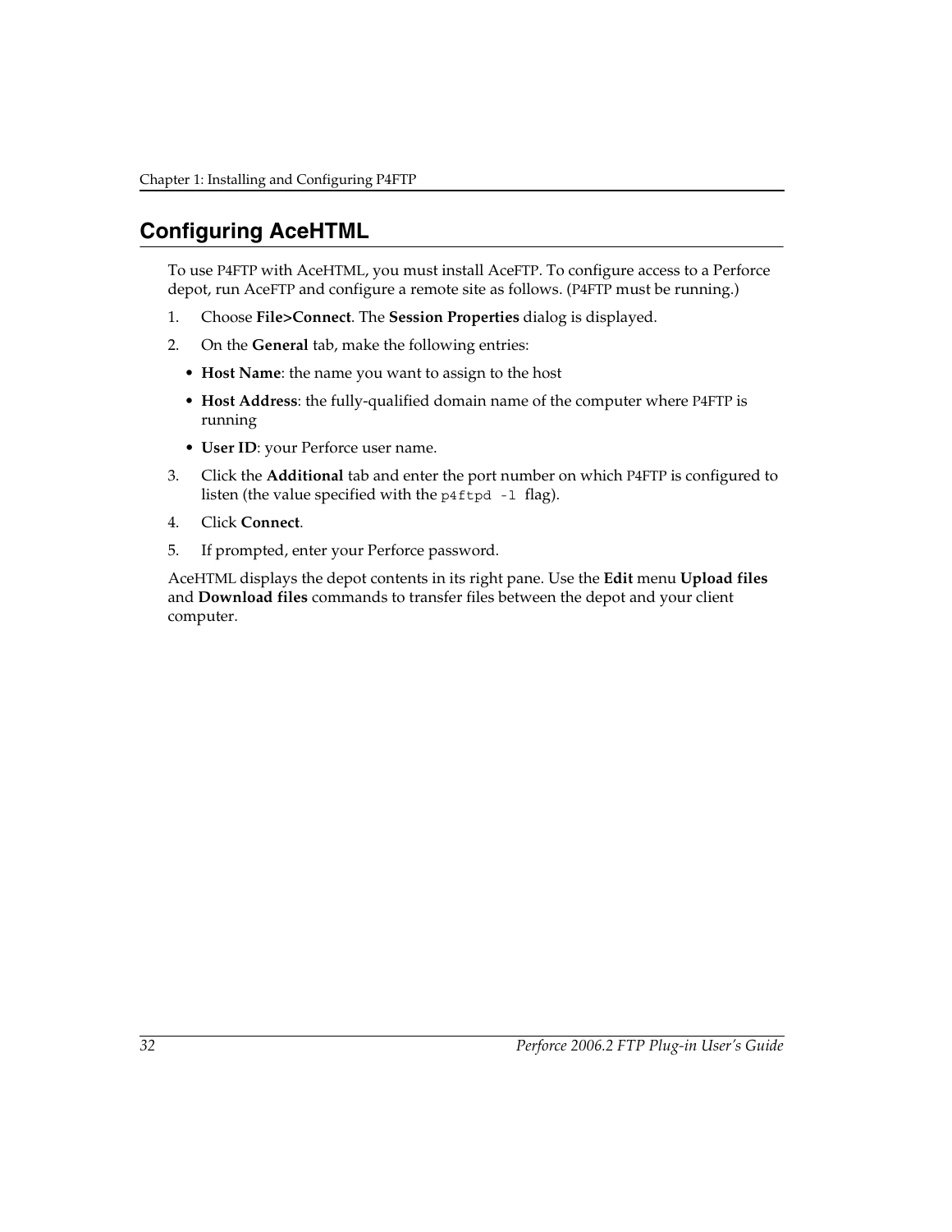## Configuring AceHTML

To use P4FTP with AceHTML, you must install AceFTP. To configure access to a Perforce depot, run AceFTP and configure a remote site as follows. (P4FTP must be running.)

1. Choose **File>Connect**. The **Session Properties** dialog is displayed.
2. On the **General** tab, make the following entries:
   - **Host Name**: the name you want to assign to the host
   - **Host Address**: the fully-qualified domain name of the computer where P4FTP is running
   - **User ID**: your Perforce user name.
3. Click the **Additional** tab and enter the port number on which P4FTP is configured to listen (the value specified with the `p4ftpd -l` flag).
4. Click **Connect**.
5. If prompted, enter your Perforce password.

AceHTML displays the depot contents in its right pane. Use the **Edit** menu **Upload files** and **Download files** commands to transfer files between the depot and your client computer.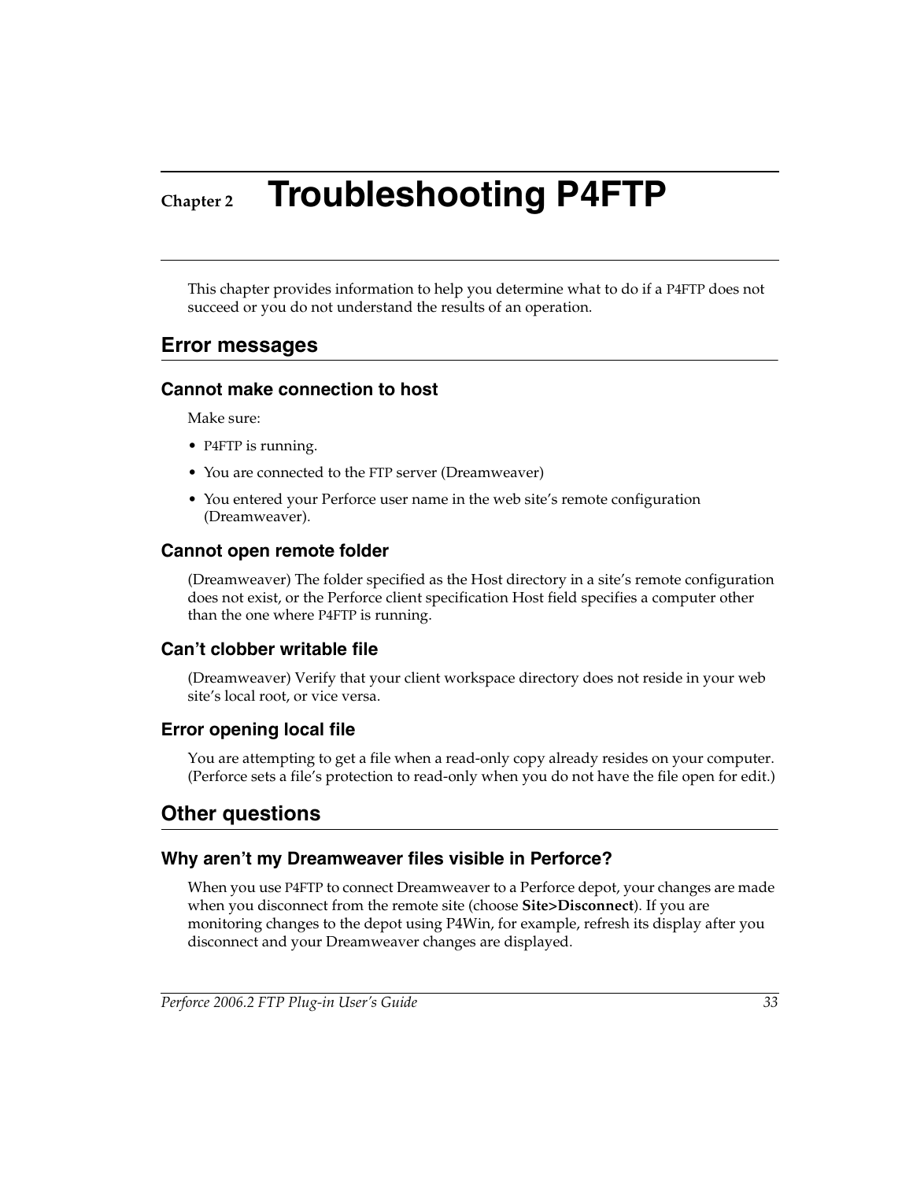# Chapter 2 Troubleshooting P4FTP

This chapter provides information to help you determine what to do if a P4FTP does not succeed or you do not understand the results of an operation.

## Error messages

### Cannot make connection to host

Make sure:

- P4FTP is running.
- You are connected to the FTP server (Dreamweaver)
- You entered your Perforce user name in the web site's remote configuration (Dreamweaver).

### Cannot open remote folder

(Dreamweaver) The folder specified as the Host directory in a site's remote configuration does not exist, or the Perforce client specification Host field specifies a computer other than the one where P4FTP is running.

### Can't clobber writable file

(Dreamweaver) Verify that your client workspace directory does not reside in your web site's local root, or vice versa.

### Error opening local file

You are attempting to get a file when a read-only copy already resides on your computer. (Perforce sets a file's protection to read-only when you do not have the file open for edit.)

## Other questions

### Why aren't my Dreamweaver files visible in Perforce?

When you use P4FTP to connect Dreamweaver to a Perforce depot, your changes are made when you disconnect from the remote site (choose **Site>Disconnect**). If you are monitoring changes to the depot using P4Win, for example, refresh its display after you disconnect and your Dreamweaver changes are displayed.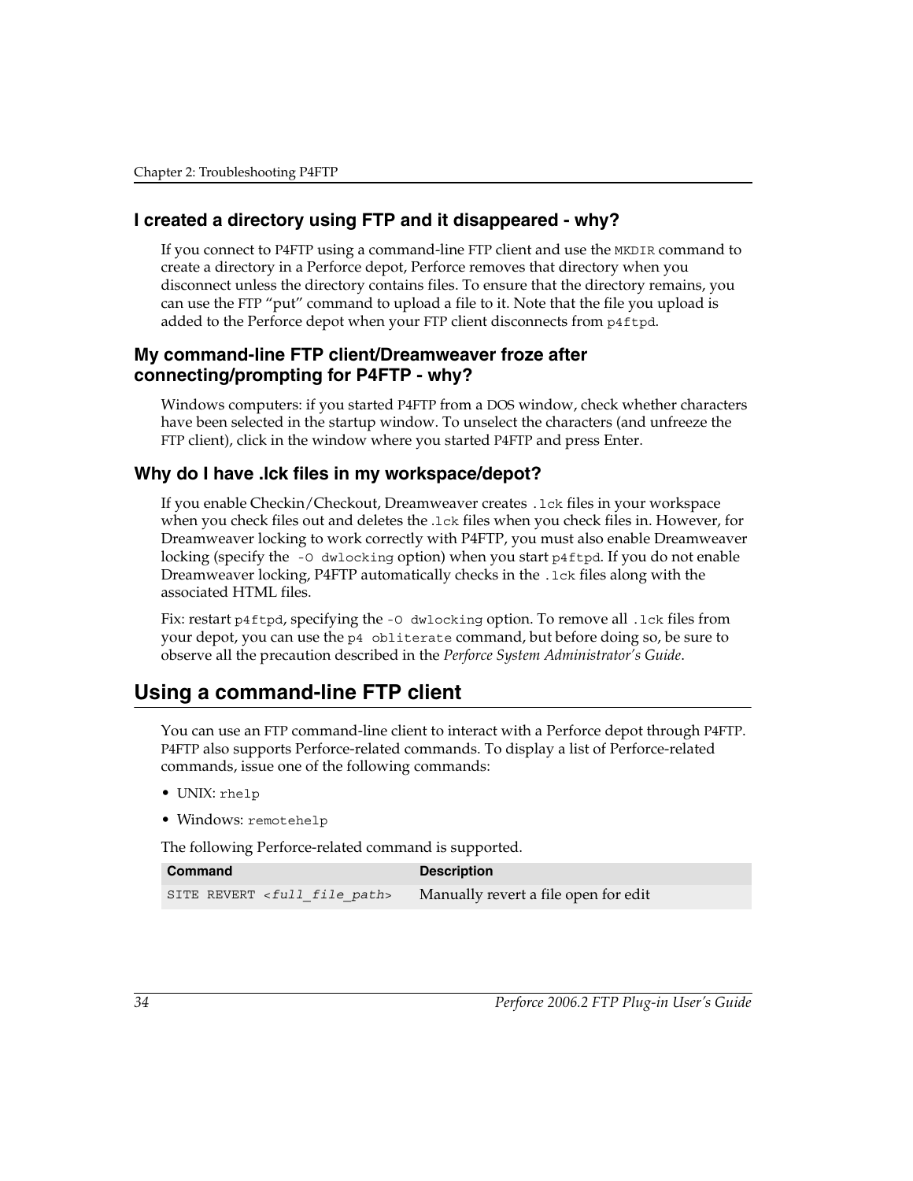### I created a directory using FTP and it disappeared - why?

If you connect to P4FTP using a command-line FTP client and use the `MKDIR` command to create a directory in a Perforce depot, Perforce removes that directory when you disconnect unless the directory contains files. To ensure that the directory remains, you can use the FTP "put" command to upload a file to it. Note that the file you upload is added to the Perforce depot when your FTP client disconnects from `p4ftpd`.

### My command-line FTP client/Dreamweaver froze after connecting/prompting for P4FTP - why?

Windows computers: if you started P4FTP from a DOS window, check whether characters have been selected in the startup window. To unselect the characters (and unfreeze the FTP client), click in the window where you started P4FTP and press Enter.

### Why do I have .lck files in my workspace/depot?

If you enable Checkin/Checkout, Dreamweaver creates `.lck` files in your workspace when you check files out and deletes the `.lck` files when you check files in. However, for Dreamweaver locking to work correctly with P4FTP, you must also enable Dreamweaver locking (specify the `-O dwlocking` option) when you start `p4ftpd`. If you do not enable Dreamweaver locking, P4FTP automatically checks in the `.lck` files along with the associated HTML files.

Fix: restart `p4ftpd`, specifying the `-O dwlocking` option. To remove all `.lck` files from your depot, you can use the `p4 obliterate` command, but before doing so, be sure to observe all the precaution described in the *Perforce System Administrator's Guide*.

## Using a command-line FTP client

You can use an FTP command-line client to interact with a Perforce depot through P4FTP. P4FTP also supports Perforce-related commands. To display a list of Perforce-related commands, issue one of the following commands:

- UNIX: `rhelp`
- Windows: `remotehelp`

The following Perforce-related command is supported.

| Command | Description |
|---|---|
| `SITE REVERT <full_file_path>` | Manually revert a file open for edit |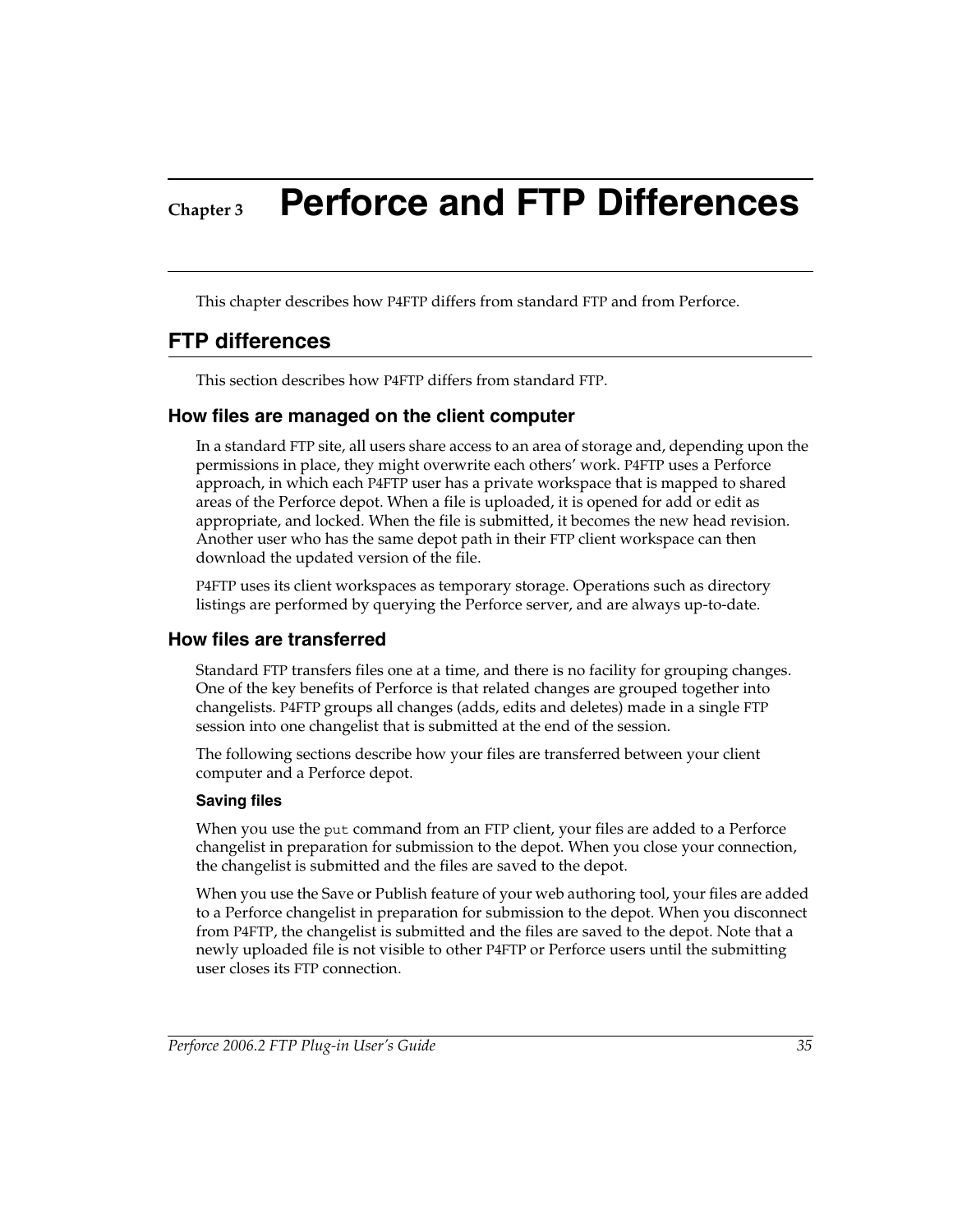# Chapter 3 Perforce and FTP Differences

This chapter describes how P4FTP differs from standard FTP and from Perforce.

## FTP differences

This section describes how P4FTP differs from standard FTP.

### How files are managed on the client computer

In a standard FTP site, all users share access to an area of storage and, depending upon the permissions in place, they might overwrite each others' work. P4FTP uses a Perforce approach, in which each P4FTP user has a private workspace that is mapped to shared areas of the Perforce depot. When a file is uploaded, it is opened for add or edit as appropriate, and locked. When the file is submitted, it becomes the new head revision. Another user who has the same depot path in their FTP client workspace can then download the updated version of the file.

P4FTP uses its client workspaces as temporary storage. Operations such as directory listings are performed by querying the Perforce server, and are always up-to-date.

### How files are transferred

Standard FTP transfers files one at a time, and there is no facility for grouping changes. One of the key benefits of Perforce is that related changes are grouped together into changelists. P4FTP groups all changes (adds, edits and deletes) made in a single FTP session into one changelist that is submitted at the end of the session.

The following sections describe how your files are transferred between your client computer and a Perforce depot.

#### Saving files

When you use the `put` command from an FTP client, your files are added to a Perforce changelist in preparation for submission to the depot. When you close your connection, the changelist is submitted and the files are saved to the depot.

When you use the Save or Publish feature of your web authoring tool, your files are added to a Perforce changelist in preparation for submission to the depot. When you disconnect from P4FTP, the changelist is submitted and the files are saved to the depot. Note that a newly uploaded file is not visible to other P4FTP or Perforce users until the submitting user closes its FTP connection.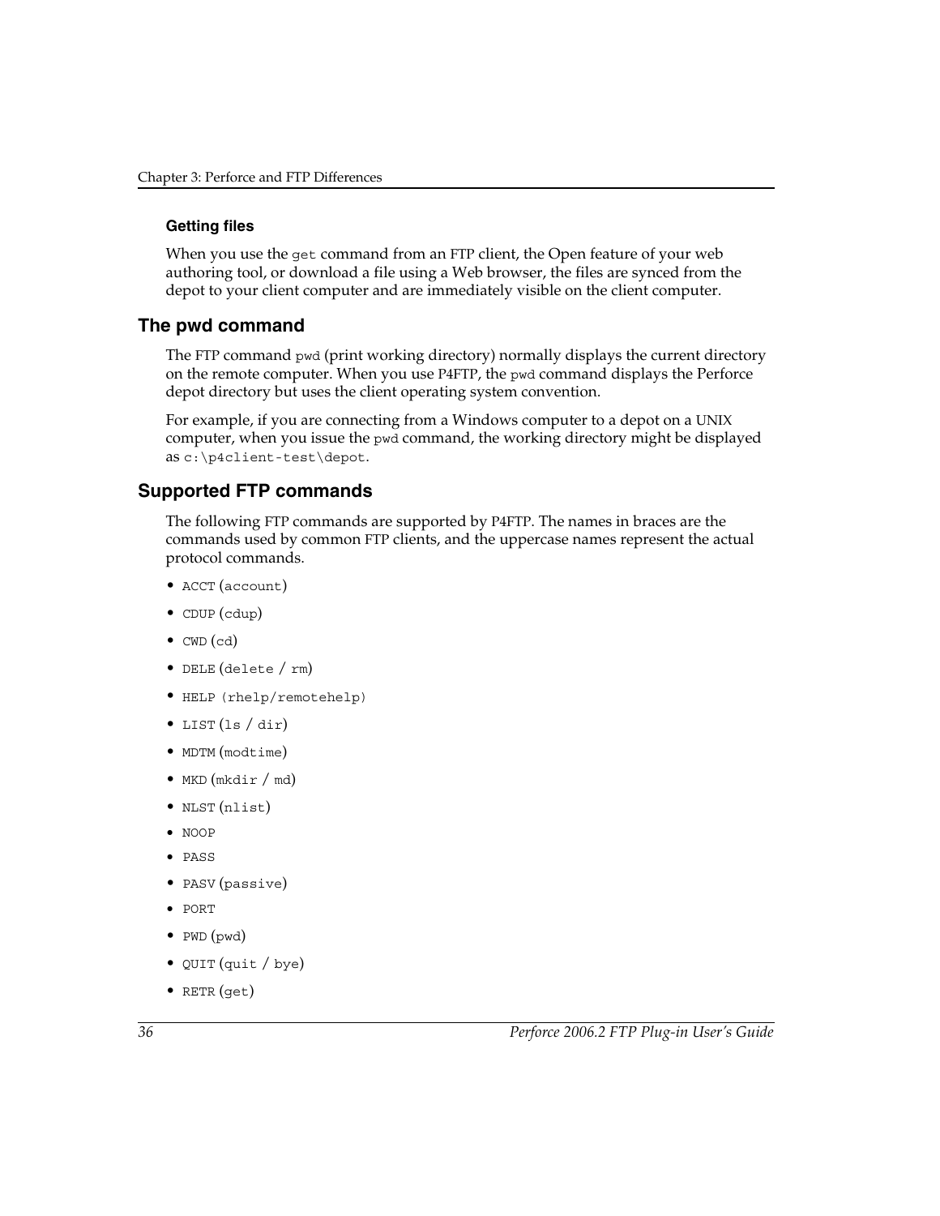### Getting files

When you use the `get` command from an FTP client, the Open feature of your web authoring tool, or download a file using a Web browser, the files are synced from the depot to your client computer and are immediately visible on the client computer.

## The pwd command

The FTP command `pwd` (print working directory) normally displays the current directory on the remote computer. When you use P4FTP, the `pwd` command displays the Perforce depot directory but uses the client operating system convention.

For example, if you are connecting from a Windows computer to a depot on a UNIX computer, when you issue the `pwd` command, the working directory might be displayed as `c:\p4client-test\depot`.

## Supported FTP commands

The following FTP commands are supported by P4FTP. The names in braces are the commands used by common FTP clients, and the uppercase names represent the actual protocol commands.

- `ACCT` (`account`)
- `CDUP` (`cdup`)
- `CWD` (`cd`)
- `DELE` (`delete` / `rm`)
- `HELP (rhelp/remotehelp)`
- `LIST` (`ls` / `dir`)
- `MDTM` (`modtime`)
- `MKD` (`mkdir` / `md`)
- `NLST` (`nlist`)
- `NOOP`
- `PASS`
- `PASV` (`passive`)
- `PORT`
- `PWD` (`pwd`)
- `QUIT` (`quit` / `bye`)
- `RETR` (`get`)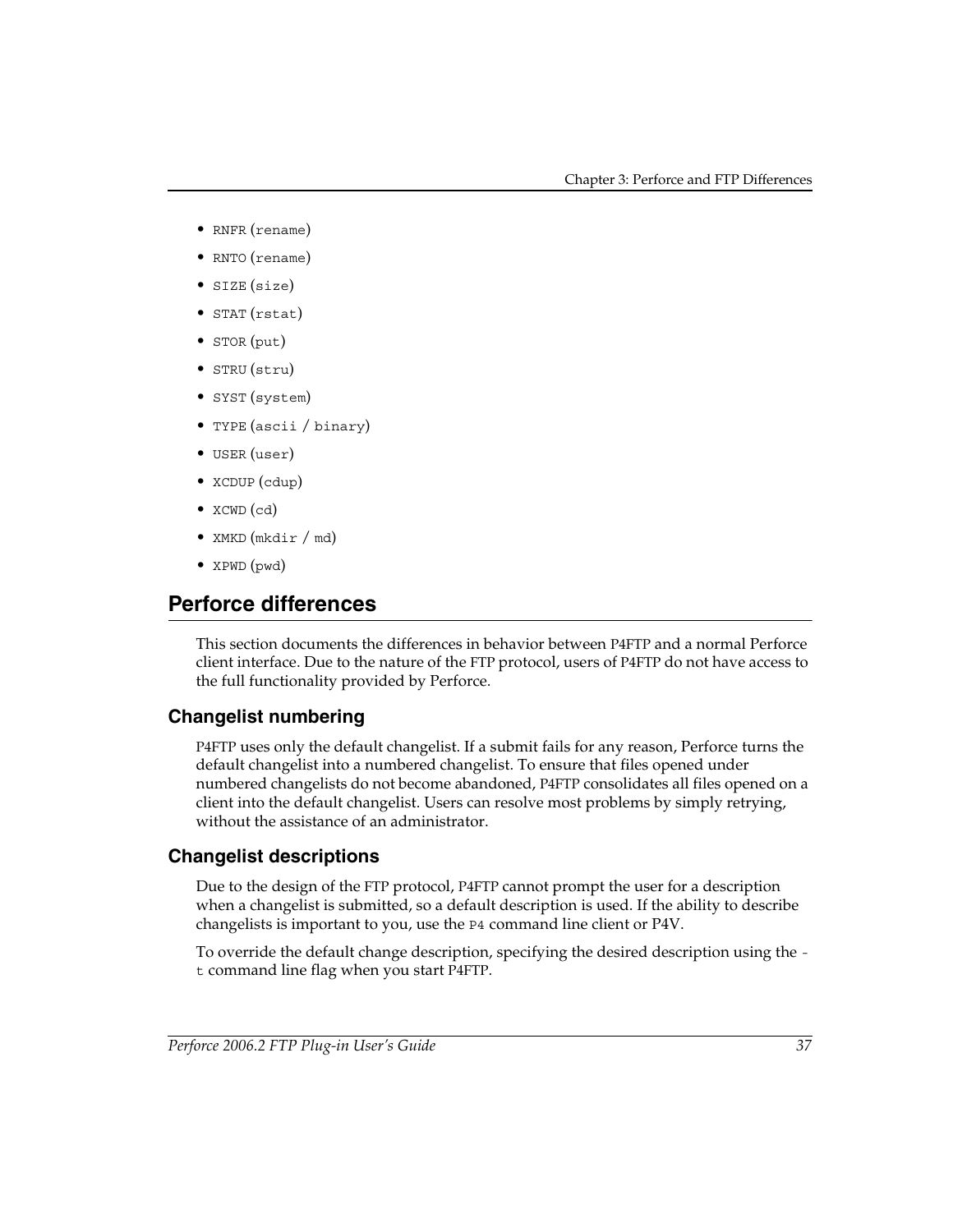- `RNFR` (`rename`)
- `RNTO` (`rename`)
- `SIZE` (`size`)
- `STAT` (`rstat`)
- `STOR` (`put`)
- `STRU` (`stru`)
- `SYST` (`system`)
- `TYPE` (`ascii` / `binary`)
- `USER` (`user`)
- `XCDUP` (`cdup`)
- `XCWD` (`cd`)
- `XMKD` (`mkdir` / `md`)
- `XPWD` (`pwd`)

## Perforce differences

This section documents the differences in behavior between P4FTP and a normal Perforce client interface. Due to the nature of the FTP protocol, users of P4FTP do not have access to the full functionality provided by Perforce.

### Changelist numbering

P4FTP uses only the default changelist. If a submit fails for any reason, Perforce turns the default changelist into a numbered changelist. To ensure that files opened under numbered changelists do not become abandoned, P4FTP consolidates all files opened on a client into the default changelist. Users can resolve most problems by simply retrying, without the assistance of an administrator.

### Changelist descriptions

Due to the design of the FTP protocol, P4FTP cannot prompt the user for a description when a changelist is submitted, so a default description is used. If the ability to describe changelists is important to you, use the `P4` command line client or P4V.

To override the default change description, specifying the desired description using the `-t` command line flag when you start P4FTP.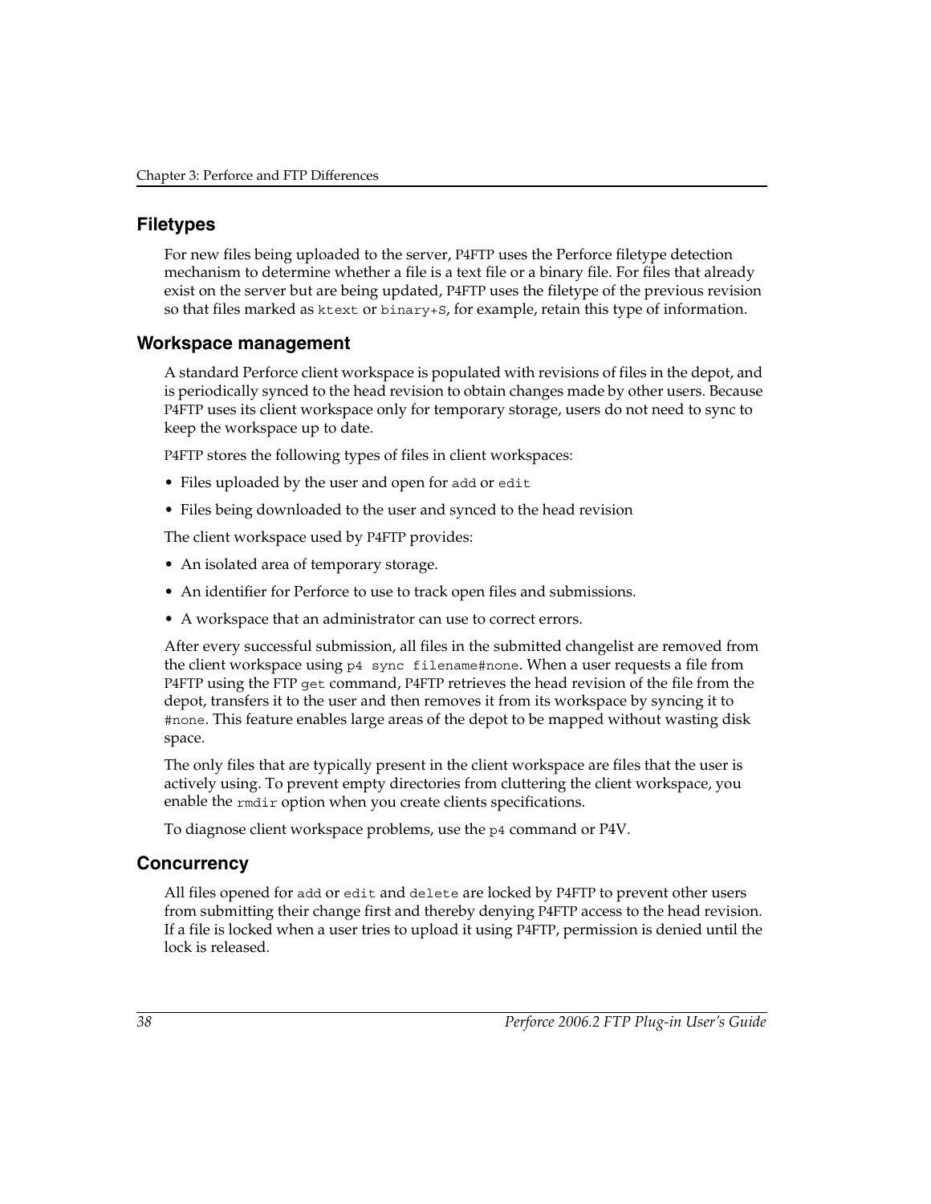## Filetypes

For new files being uploaded to the server, P4FTP uses the Perforce filetype detection mechanism to determine whether a file is a text file or a binary file. For files that already exist on the server but are being updated, P4FTP uses the filetype of the previous revision so that files marked as `ktext` or `binary+S`, for example, retain this type of information.

## Workspace management

A standard Perforce client workspace is populated with revisions of files in the depot, and is periodically synced to the head revision to obtain changes made by other users. Because P4FTP uses its client workspace only for temporary storage, users do not need to sync to keep the workspace up to date.

P4FTP stores the following types of files in client workspaces:

- Files uploaded by the user and open for `add` or `edit`
- Files being downloaded to the user and synced to the head revision

The client workspace used by P4FTP provides:

- An isolated area of temporary storage.
- An identifier for Perforce to use to track open files and submissions.
- A workspace that an administrator can use to correct errors.

After every successful submission, all files in the submitted changelist are removed from the client workspace using `p4 sync filename#none`. When a user requests a file from P4FTP using the FTP `get` command, P4FTP retrieves the head revision of the file from the depot, transfers it to the user and then removes it from its workspace by syncing it to `#none`. This feature enables large areas of the depot to be mapped without wasting disk space.

The only files that are typically present in the client workspace are files that the user is actively using. To prevent empty directories from cluttering the client workspace, you enable the `rmdir` option when you create clients specifications.

To diagnose client workspace problems, use the `p4` command or P4V.

## Concurrency

All files opened for `add` or `edit` and `delete` are locked by P4FTP to prevent other users from submitting their change first and thereby denying P4FTP access to the head revision. If a file is locked when a user tries to upload it using P4FTP, permission is denied until the lock is released.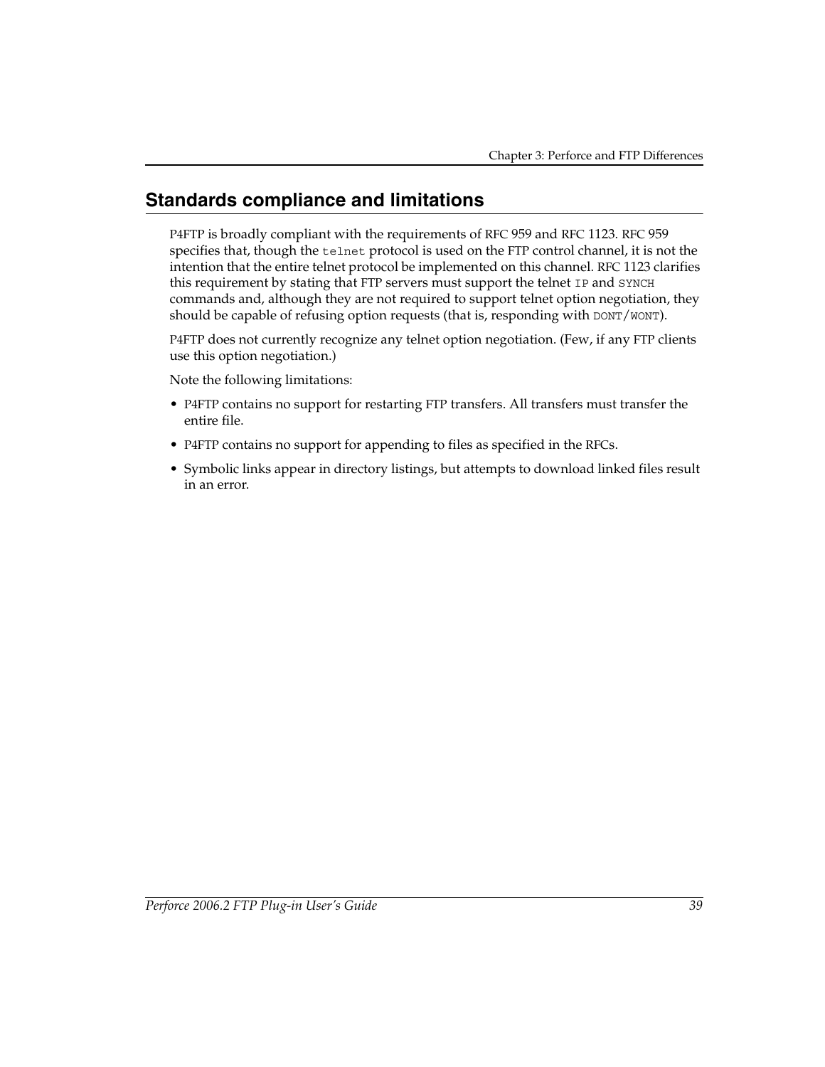## Standards compliance and limitations

P4FTP is broadly compliant with the requirements of RFC 959 and RFC 1123. RFC 959 specifies that, though the `telnet` protocol is used on the FTP control channel, it is not the intention that the entire telnet protocol be implemented on this channel. RFC 1123 clarifies this requirement by stating that FTP servers must support the telnet `IP` and `SYNCH` commands and, although they are not required to support telnet option negotiation, they should be capable of refusing option requests (that is, responding with `DONT`/`WONT`).

P4FTP does not currently recognize any telnet option negotiation. (Few, if any FTP clients use this option negotiation.)

Note the following limitations:

- P4FTP contains no support for restarting FTP transfers. All transfers must transfer the entire file.
- P4FTP contains no support for appending to files as specified in the RFCs.
- Symbolic links appear in directory listings, but attempts to download linked files result in an error.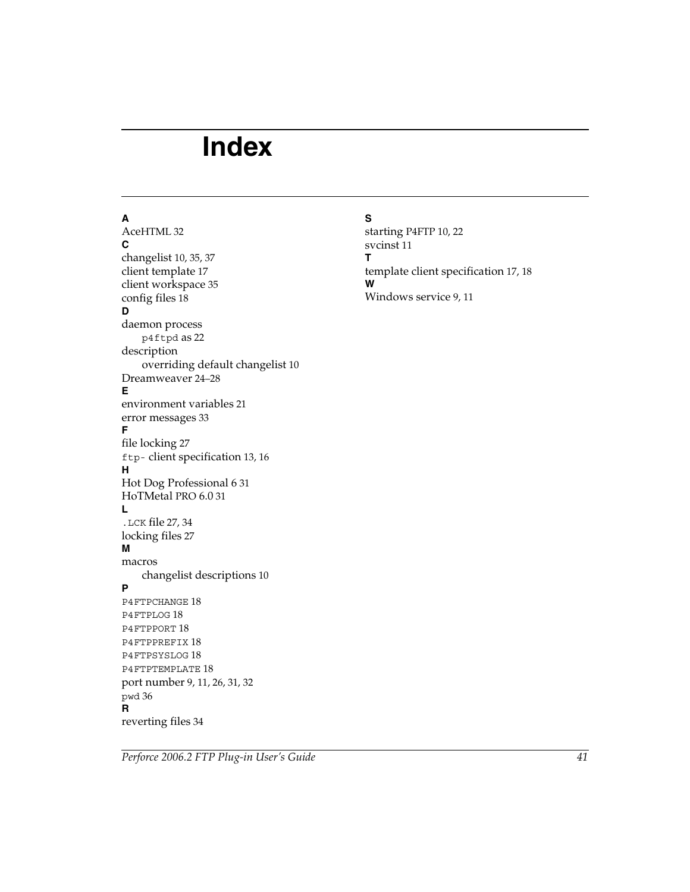# Index

**A**

AceHTML 32

**C**

changelist 10, 35, 37
client template 17
client workspace 35
config files 18

**D**

daemon process
    `p4ftpd` as 22
description
    overriding default changelist 10
Dreamweaver 24–28

**E**

environment variables 21
error messages 33

**F**

file locking 27
`ftp-` client specification 13, 16

**H**

Hot Dog Professional 6 31
HoTMetal PRO 6.0 31

**L**

`.LCK` file 27, 34
locking files 27

**M**

macros
    changelist descriptions 10

**P**

`P4FTPCHANGE` 18
`P4FTPLOG` 18
`P4FTPPORT` 18
`P4FTPPREFIX` 18
`P4FTPSYSLOG` 18
`P4FTPTEMPLATE` 18
port number 9, 11, 26, 31, 32
`pwd` 36

**R**

reverting files 34

**S**

starting P4FTP 10, 22
svcinst 11

**T**

template client specification 17, 18

**W**

Windows service 9, 11